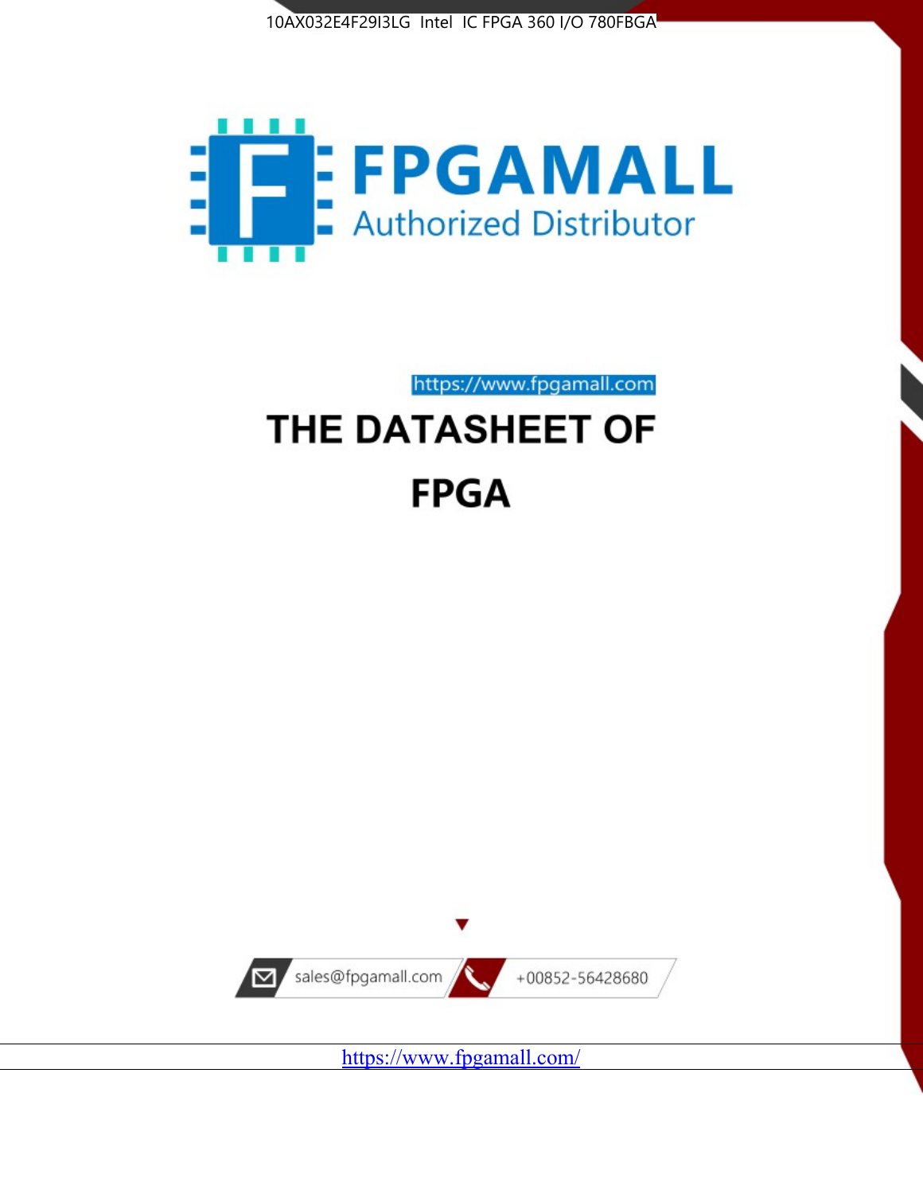10AX032E4F29I3LG Intel IC FPGA 360 I/O 780FBGA

FPGAMALL

Authorized Distributor

https://www.fpgamall.com

# THE DATASHEET OF

# FPGA

sales@fpgamall.com

+00852-56428680

https://www.fpgamall.com/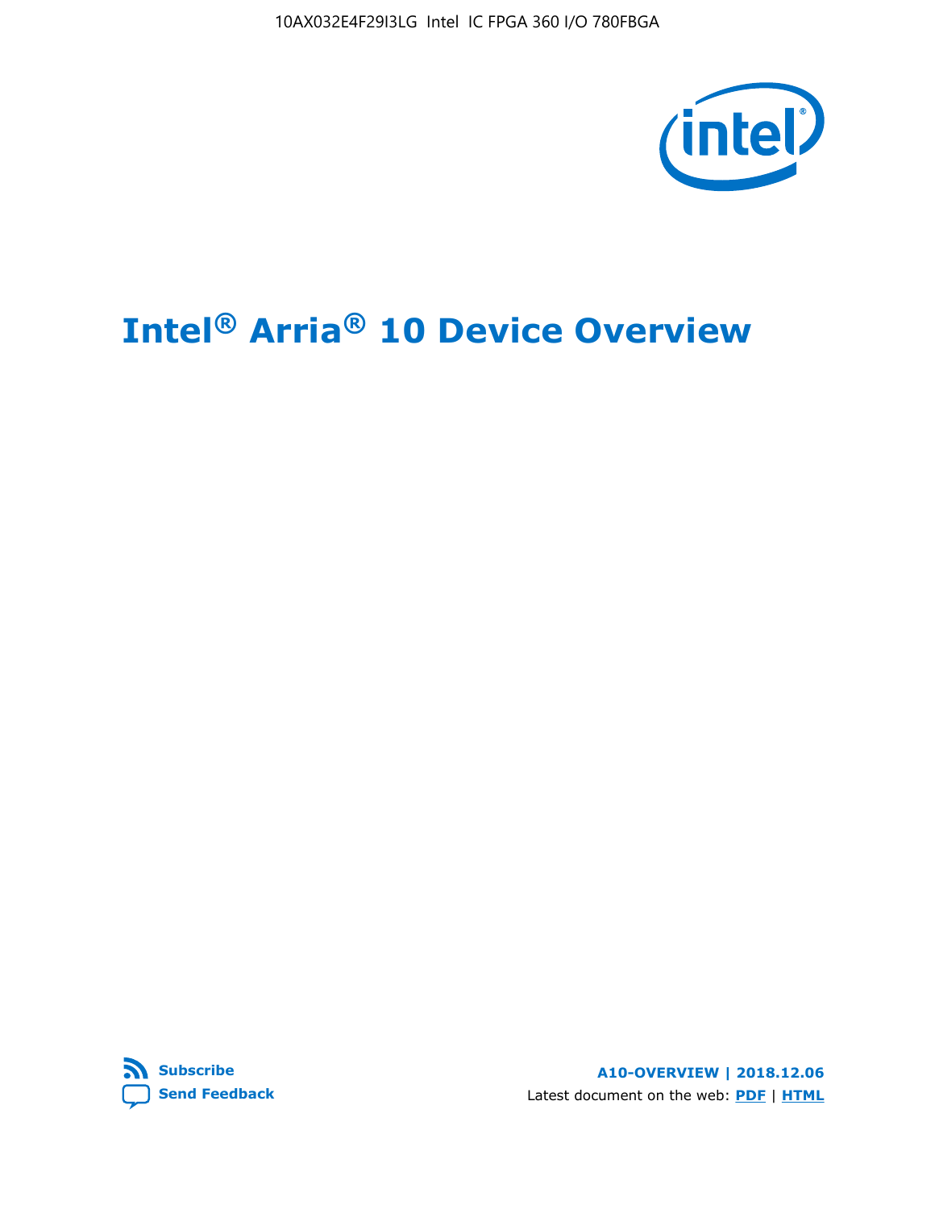# Intel® Arria® 10 Device Overview

**Subscribe**
**Send Feedback**

**A10-OVERVIEW | 2018.12.06**
Latest document on the web: **PDF** | **HTML**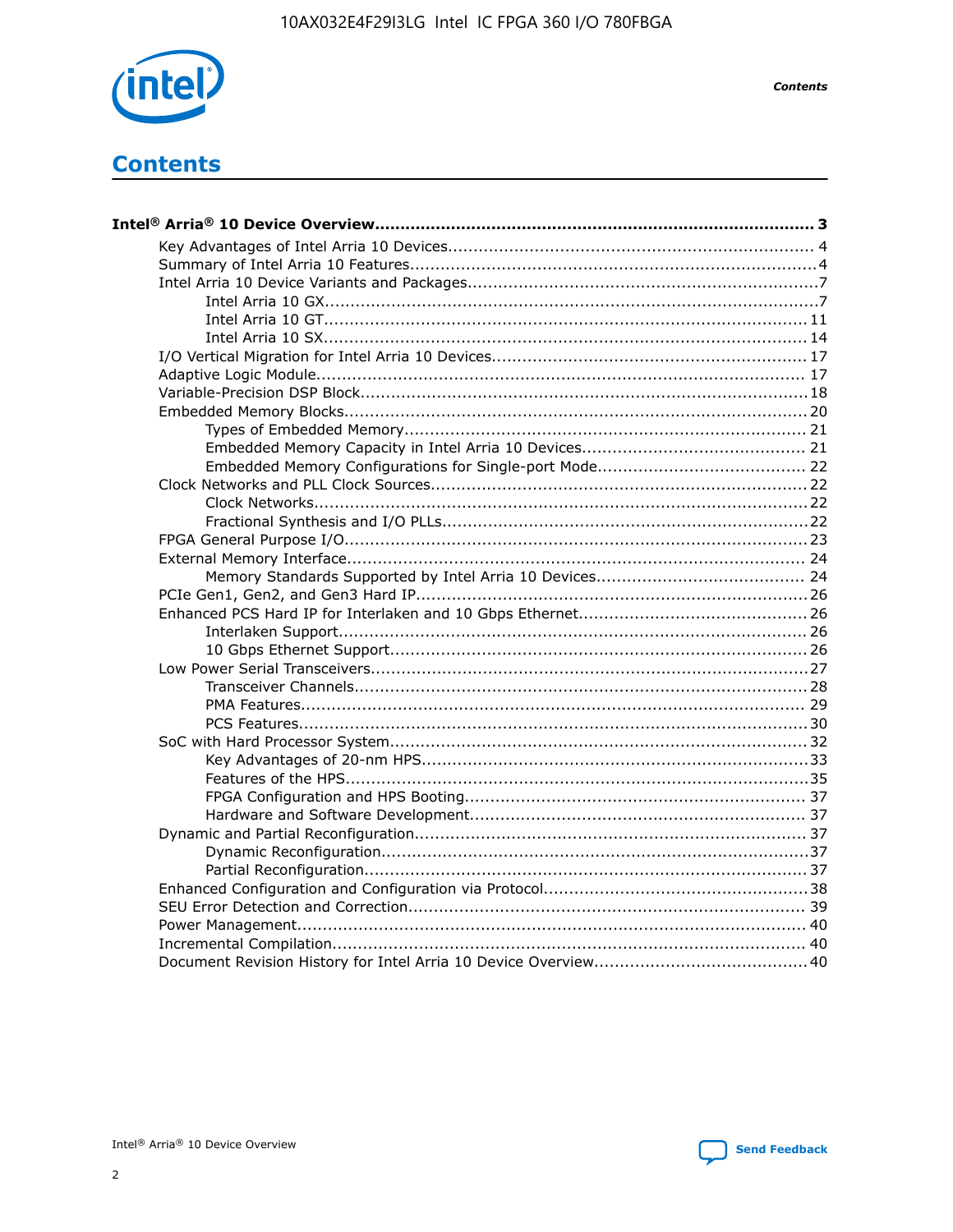# Contents

- **Intel® Arria® 10 Device Overview....................................................................................... 3**
  - Key Advantages of Intel Arria 10 Devices....................................................................... 4
  - Summary of Intel Arria 10 Features................................................................................4
  - Intel Arria 10 Device Variants and Packages.....................................................................7
    - Intel Arria 10 GX.................................................................................................7
    - Intel Arria 10 GT............................................................................................... 11
    - Intel Arria 10 SX............................................................................................... 14
  - I/O Vertical Migration for Intel Arria 10 Devices.............................................................. 17
  - Adaptive Logic Module................................................................................................ 17
  - Variable-Precision DSP Block........................................................................................18
  - Embedded Memory Blocks........................................................................................... 20
    - Types of Embedded Memory............................................................................... 21
    - Embedded Memory Capacity in Intel Arria 10 Devices............................................ 21
    - Embedded Memory Configurations for Single-port Mode......................................... 22
  - Clock Networks and PLL Clock Sources.......................................................................... 22
    - Clock Networks.................................................................................................22
    - Fractional Synthesis and I/O PLLs........................................................................22
  - FPGA General Purpose I/O.......................................................................................... 23
  - External Memory Interface.......................................................................................... 24
    - Memory Standards Supported by Intel Arria 10 Devices......................................... 24
  - PCIe Gen1, Gen2, and Gen3 Hard IP............................................................................. 26
  - Enhanced PCS Hard IP for Interlaken and 10 Gbps Ethernet............................................. 26
    - Interlaken Support............................................................................................ 26
    - 10 Gbps Ethernet Support.................................................................................. 26
  - Low Power Serial Transceivers..................................................................................... 27
    - Transceiver Channels......................................................................................... 28
    - PMA Features................................................................................................... 29
    - PCS Features.................................................................................................... 30
  - SoC with Hard Processor System.................................................................................. 32
    - Key Advantages of 20-nm HPS............................................................................ 33
    - Features of the HPS...........................................................................................35
    - FPGA Configuration and HPS Booting................................................................... 37
    - Hardware and Software Development.................................................................. 37
  - Dynamic and Partial Reconfiguration............................................................................. 37
    - Dynamic Reconfiguration....................................................................................37
    - Partial Reconfiguration.......................................................................................37
  - Enhanced Configuration and Configuration via Protocol....................................................38
  - SEU Error Detection and Correction.............................................................................. 39
  - Power Management.................................................................................................... 40
  - Incremental Compilation............................................................................................. 40
  - Document Revision History for Intel Arria 10 Device Overview.......................................... 40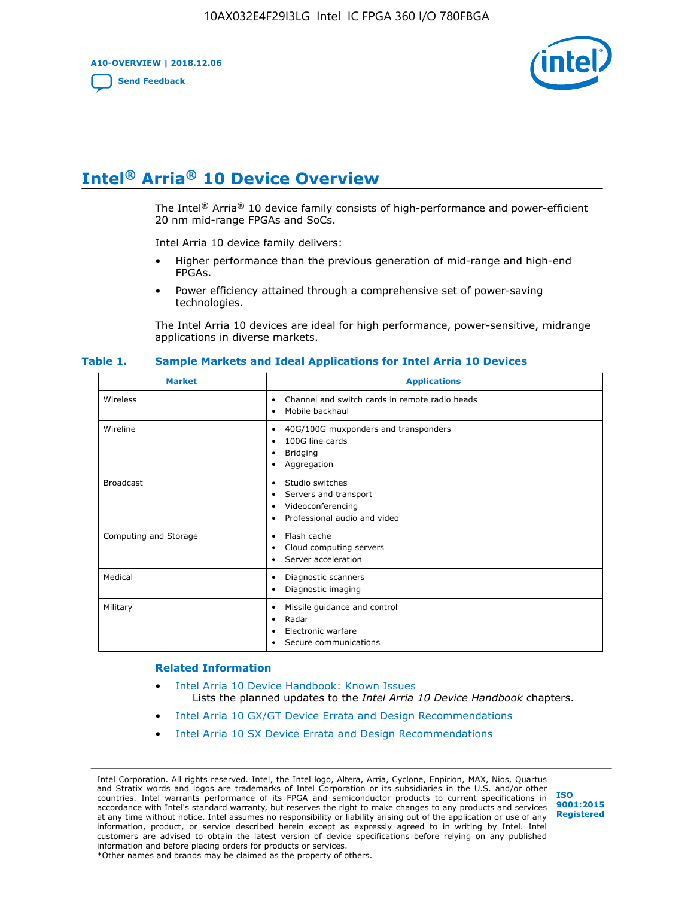# Intel® Arria® 10 Device Overview

The Intel® Arria® 10 device family consists of high-performance and power-efficient 20 nm mid-range FPGAs and SoCs.

Intel Arria 10 device family delivers:

- Higher performance than the previous generation of mid-range and high-end FPGAs.
- Power efficiency attained through a comprehensive set of power-saving technologies.

The Intel Arria 10 devices are ideal for high performance, power-sensitive, midrange applications in diverse markets.

**Table 1. Sample Markets and Ideal Applications for Intel Arria 10 Devices**

| Market | Applications |
|---|---|
| Wireless | • Channel and switch cards in remote radio heads<br>• Mobile backhaul |
| Wireline | • 40G/100G muxponders and transponders<br>• 100G line cards<br>• Bridging<br>• Aggregation |
| Broadcast | • Studio switches<br>• Servers and transport<br>• Videoconferencing<br>• Professional audio and video |
| Computing and Storage | • Flash cache<br>• Cloud computing servers<br>• Server acceleration |
| Medical | • Diagnostic scanners<br>• Diagnostic imaging |
| Military | • Missile guidance and control<br>• Radar<br>• Electronic warfare<br>• Secure communications |

## Related Information

- Intel Arria 10 Device Handbook: Known Issues
  Lists the planned updates to the *Intel Arria 10 Device Handbook* chapters.
- Intel Arria 10 GX/GT Device Errata and Design Recommendations
- Intel Arria 10 SX Device Errata and Design Recommendations

Intel Corporation. All rights reserved. Intel, the Intel logo, Altera, Arria, Cyclone, Enpirion, MAX, Nios, Quartus and Stratix words and logos are trademarks of Intel Corporation or its subsidiaries in the U.S. and/or other countries. Intel warrants performance of its FPGA and semiconductor products to current specifications in accordance with Intel's standard warranty, but reserves the right to make changes to any products and services at any time without notice. Intel assumes no responsibility or liability arising out of the application or use of any information, product, or service described herein except as expressly agreed to in writing by Intel. Intel customers are advised to obtain the latest version of device specifications before relying on any published information and before placing orders for products or services.
*Other names and brands may be claimed as the property of others.

ISO 9001:2015 Registered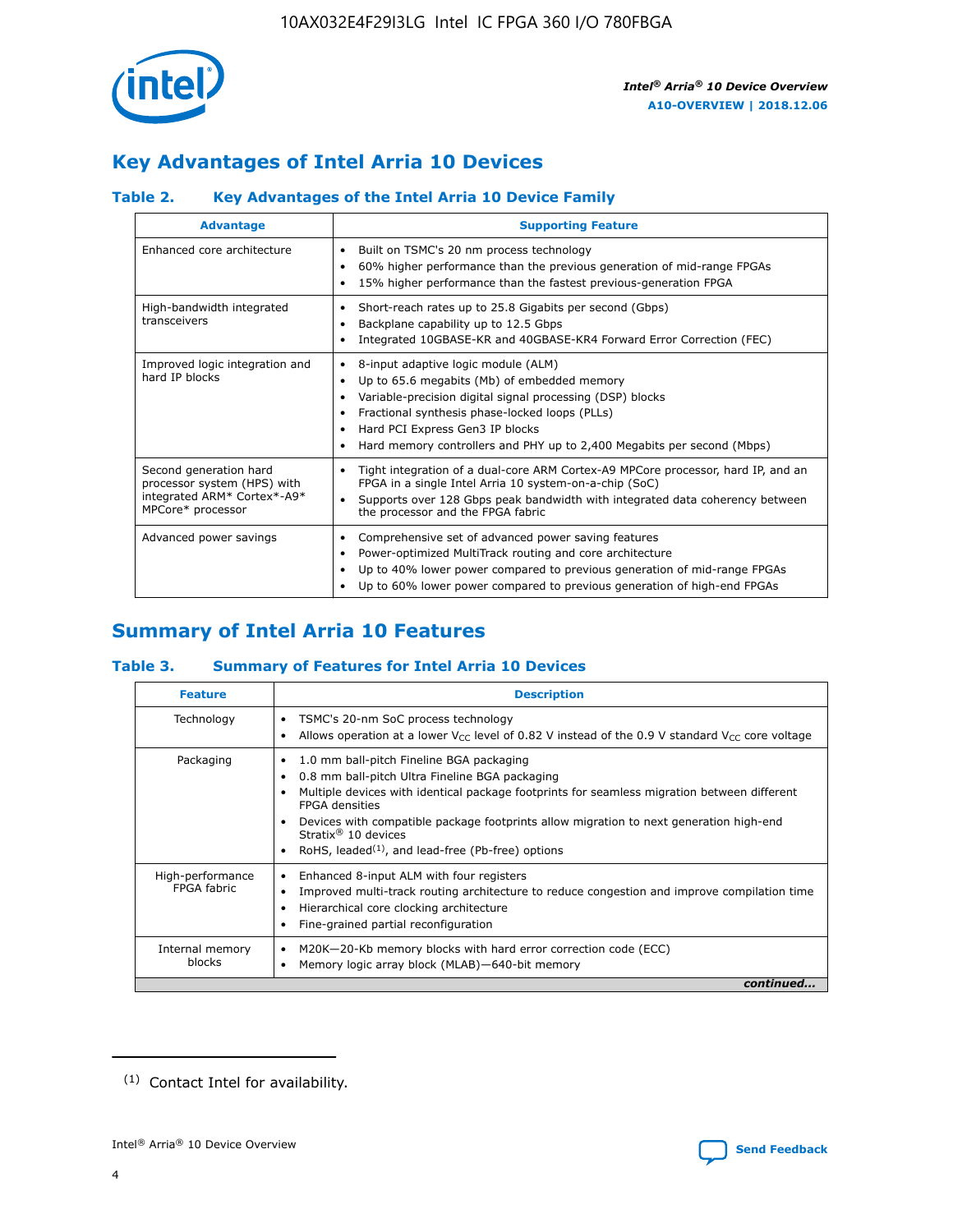## Key Advantages of Intel Arria 10 Devices

### Table 2. Key Advantages of the Intel Arria 10 Device Family

| Advantage | Supporting Feature |
|---|---|
| Enhanced core architecture | • Built on TSMC's 20 nm process technology<br>• 60% higher performance than the previous generation of mid-range FPGAs<br>• 15% higher performance than the fastest previous-generation FPGA |
| High-bandwidth integrated transceivers | • Short-reach rates up to 25.8 Gigabits per second (Gbps)<br>• Backplane capability up to 12.5 Gbps<br>• Integrated 10GBASE-KR and 40GBASE-KR4 Forward Error Correction (FEC) |
| Improved logic integration and hard IP blocks | • 8-input adaptive logic module (ALM)<br>• Up to 65.6 megabits (Mb) of embedded memory<br>• Variable-precision digital signal processing (DSP) blocks<br>• Fractional synthesis phase-locked loops (PLLs)<br>• Hard PCI Express Gen3 IP blocks<br>• Hard memory controllers and PHY up to 2,400 Megabits per second (Mbps) |
| Second generation hard processor system (HPS) with integrated ARM* Cortex*-A9* MPCore* processor | • Tight integration of a dual-core ARM Cortex-A9 MPCore processor, hard IP, and an FPGA in a single Intel Arria 10 system-on-a-chip (SoC)<br>• Supports over 128 Gbps peak bandwidth with integrated data coherency between the processor and the FPGA fabric |
| Advanced power savings | • Comprehensive set of advanced power saving features<br>• Power-optimized MultiTrack routing and core architecture<br>• Up to 40% lower power compared to previous generation of mid-range FPGAs<br>• Up to 60% lower power compared to previous generation of high-end FPGAs |

## Summary of Intel Arria 10 Features

### Table 3. Summary of Features for Intel Arria 10 Devices

| Feature | Description |
|---|---|
| Technology | • TSMC's 20-nm SoC process technology<br>• Allows operation at a lower $V_{CC}$ level of 0.82 V instead of the 0.9 V standard $V_{CC}$ core voltage |
| Packaging | • 1.0 mm ball-pitch Fineline BGA packaging<br>• 0.8 mm ball-pitch Ultra Fineline BGA packaging<br>• Multiple devices with identical package footprints for seamless migration between different FPGA densities<br>• Devices with compatible package footprints allow migration to next generation high-end Stratix® 10 devices<br>• RoHS, leaded[(1)], and lead-free (Pb-free) options |
| High-performance FPGA fabric | • Enhanced 8-input ALM with four registers<br>• Improved multi-track routing architecture to reduce congestion and improve compilation time<br>• Hierarchical core clocking architecture<br>• Fine-grained partial reconfiguration |
| Internal memory blocks | • M20K—20-Kb memory blocks with hard error correction code (ECC)<br>• Memory logic array block (MLAB)—640-bit memory |

*continued...*

(1) Contact Intel for availability.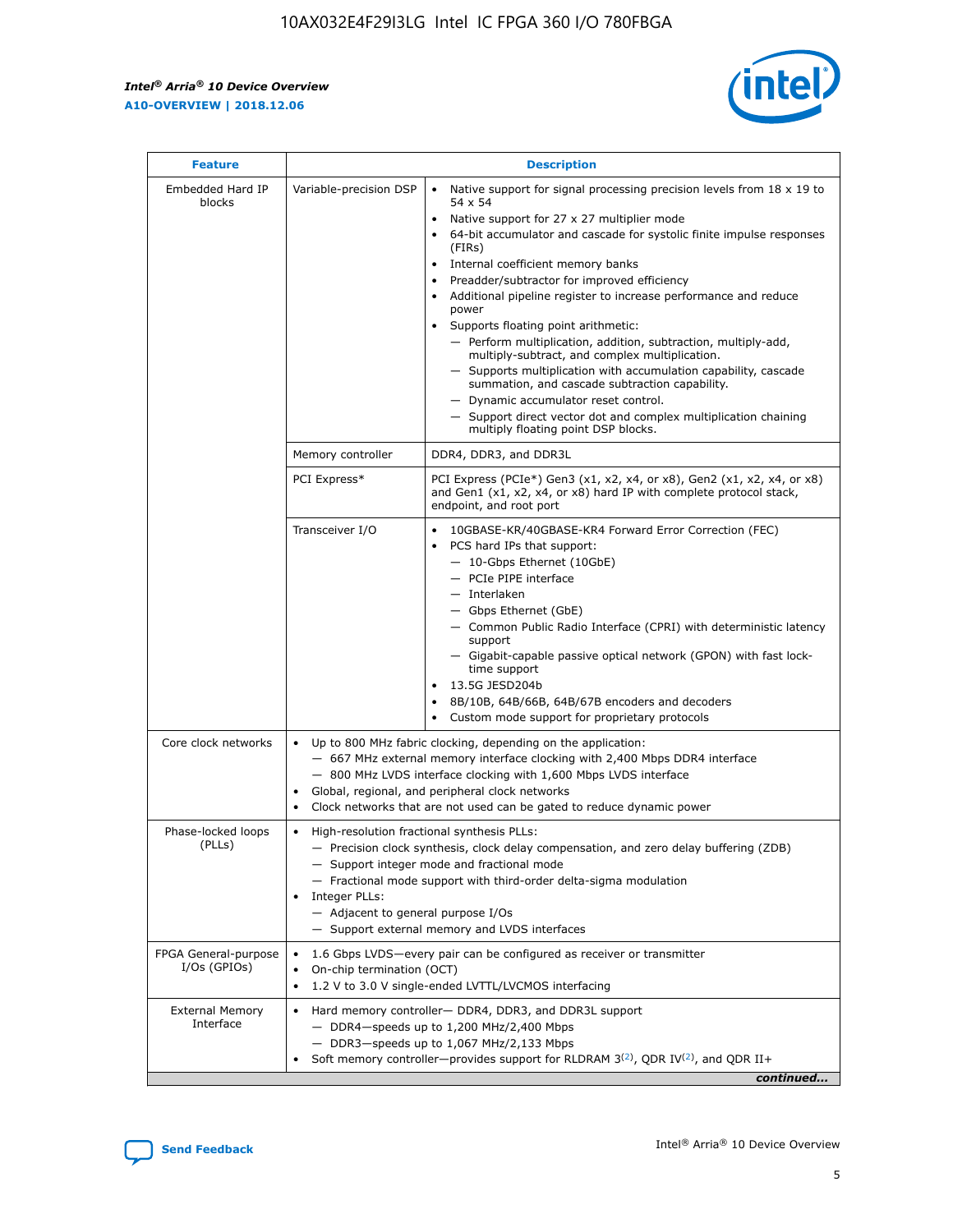| Feature | Description | |
|---|---|---|
| Embedded Hard IP blocks | Variable-precision DSP | • Native support for signal processing precision levels from 18 x 19 to 54 x 54<br>• Native support for 27 x 27 multiplier mode<br>• 64-bit accumulator and cascade for systolic finite impulse responses (FIRs)<br>• Internal coefficient memory banks<br>• Preadder/subtractor for improved efficiency<br>• Additional pipeline register to increase performance and reduce power<br>• Supports floating point arithmetic:<br>— Perform multiplication, addition, subtraction, multiply-add, multiply-subtract, and complex multiplication.<br>— Supports multiplication with accumulation capability, cascade summation, and cascade subtraction capability.<br>— Dynamic accumulator reset control.<br>— Support direct vector dot and complex multiplication chaining multiply floating point DSP blocks. |
| | Memory controller | DDR4, DDR3, and DDR3L |
| | PCI Express* | PCI Express (PCIe*) Gen3 (x1, x2, x4, or x8), Gen2 (x1, x2, x4, or x8) and Gen1 (x1, x2, x4, or x8) hard IP with complete protocol stack, endpoint, and root port |
| | Transceiver I/O | • 10GBASE-KR/40GBASE-KR4 Forward Error Correction (FEC)<br>• PCS hard IPs that support:<br>— 10-Gbps Ethernet (10GbE)<br>— PCIe PIPE interface<br>— Interlaken<br>— Gbps Ethernet (GbE)<br>— Common Public Radio Interface (CPRI) with deterministic latency support<br>— Gigabit-capable passive optical network (GPON) with fast lock-time support<br>• 13.5G JESD204b<br>• 8B/10B, 64B/66B, 64B/67B encoders and decoders<br>• Custom mode support for proprietary protocols |
| Core clock networks | • Up to 800 MHz fabric clocking, depending on the application:<br>— 667 MHz external memory interface clocking with 2,400 Mbps DDR4 interface<br>— 800 MHz LVDS interface clocking with 1,600 Mbps LVDS interface<br>• Global, regional, and peripheral clock networks<br>• Clock networks that are not used can be gated to reduce dynamic power | |
| Phase-locked loops (PLLs) | • High-resolution fractional synthesis PLLs:<br>— Precision clock synthesis, clock delay compensation, and zero delay buffering (ZDB)<br>— Support integer mode and fractional mode<br>— Fractional mode support with third-order delta-sigma modulation<br>• Integer PLLs:<br>— Adjacent to general purpose I/Os<br>— Support external memory and LVDS interfaces | |
| FPGA General-purpose I/Os (GPIOs) | • 1.6 Gbps LVDS—every pair can be configured as receiver or transmitter<br>• On-chip termination (OCT)<br>• 1.2 V to 3.0 V single-ended LVTTL/LVCMOS interfacing | |
| External Memory Interface | • Hard memory controller— DDR4, DDR3, and DDR3L support<br>— DDR4—speeds up to 1,200 MHz/2,400 Mbps<br>— DDR3—speeds up to 1,067 MHz/2,133 Mbps<br>• Soft memory controller—provides support for RLDRAM 3[(2)], QDR IV[(2)], and QDR II+ | |

*continued...*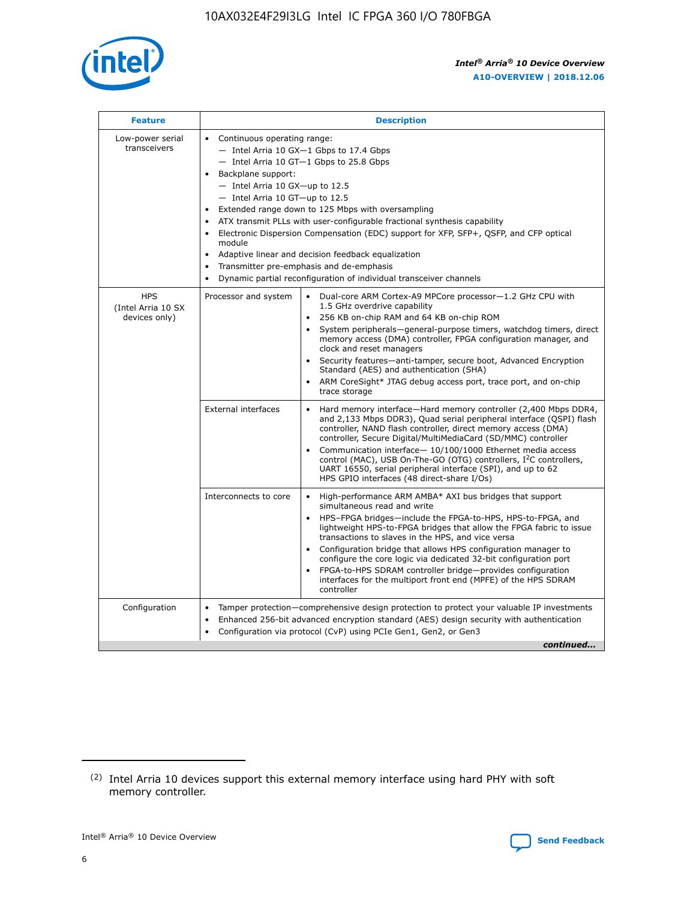| Feature | Description | |
|---|---|---|
| Low-power serial transceivers | • Continuous operating range:<br>— Intel Arria 10 GX—1 Gbps to 17.4 Gbps<br>— Intel Arria 10 GT—1 Gbps to 25.8 Gbps<br>• Backplane support:<br>— Intel Arria 10 GX—up to 12.5<br>— Intel Arria 10 GT—up to 12.5<br>• Extended range down to 125 Mbps with oversampling<br>• ATX transmit PLLs with user-configurable fractional synthesis capability<br>• Electronic Dispersion Compensation (EDC) support for XFP, SFP+, QSFP, and CFP optical module<br>• Adaptive linear and decision feedback equalization<br>• Transmitter pre-emphasis and de-emphasis<br>• Dynamic partial reconfiguration of individual transceiver channels | |
| HPS (Intel Arria 10 SX devices only) | Processor and system | • Dual-core ARM Cortex-A9 MPCore processor—1.2 GHz CPU with 1.5 GHz overdrive capability<br>• 256 KB on-chip RAM and 64 KB on-chip ROM<br>• System peripherals—general-purpose timers, watchdog timers, direct memory access (DMA) controller, FPGA configuration manager, and clock and reset managers<br>• Security features—anti-tamper, secure boot, Advanced Encryption Standard (AES) and authentication (SHA)<br>• ARM CoreSight* JTAG debug access port, trace port, and on-chip trace storage |
| | External interfaces | • Hard memory interface—Hard memory controller (2,400 Mbps DDR4, and 2,133 Mbps DDR3), Quad serial peripheral interface (QSPI) flash controller, NAND flash controller, direct memory access (DMA) controller, Secure Digital/MultiMediaCard (SD/MMC) controller<br>• Communication interface— 10/100/1000 Ethernet media access control (MAC), USB On-The-GO (OTG) controllers, I²C controllers, UART 16550, serial peripheral interface (SPI), and up to 62 HPS GPIO interfaces (48 direct-share I/Os) |
| | Interconnects to core | • High-performance ARM AMBA* AXI bus bridges that support simultaneous read and write<br>• HPS–FPGA bridges—include the FPGA-to-HPS, HPS-to-FPGA, and lightweight HPS-to-FPGA bridges that allow the FPGA fabric to issue transactions to slaves in the HPS, and vice versa<br>• Configuration bridge that allows HPS configuration manager to configure the core logic via dedicated 32-bit configuration port<br>• FPGA-to-HPS SDRAM controller bridge—provides configuration interfaces for the multiport front end (MPFE) of the HPS SDRAM controller |
| Configuration | • Tamper protection—comprehensive design protection to protect your valuable IP investments<br>• Enhanced 256-bit advanced encryption standard (AES) design security with authentication<br>• Configuration via protocol (CvP) using PCIe Gen1, Gen2, or Gen3 | |

*continued...*

(2) Intel Arria 10 devices support this external memory interface using hard PHY with soft memory controller.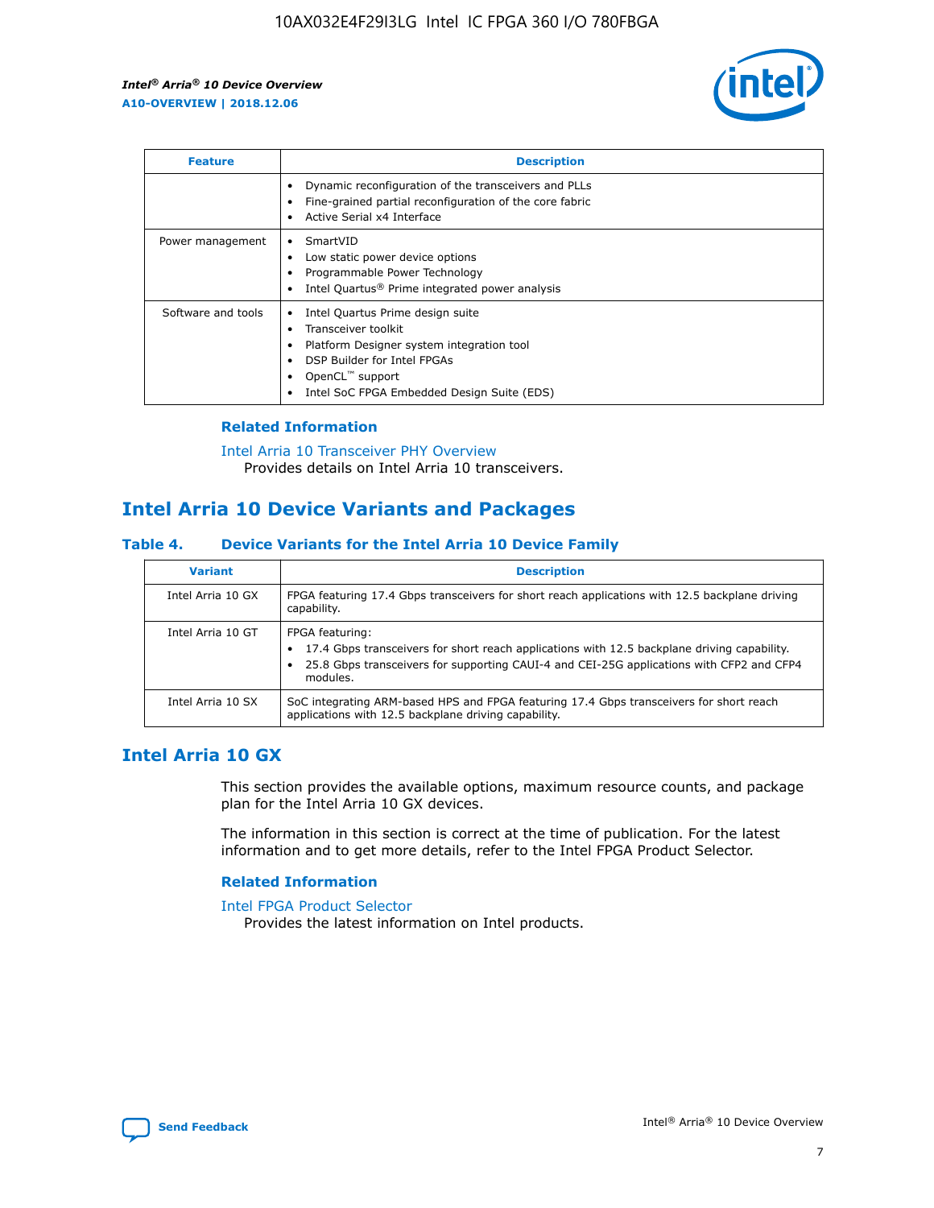| Feature | Description |
| --- | --- |
| | • Dynamic reconfiguration of the transceivers and PLLs<br>• Fine-grained partial reconfiguration of the core fabric<br>• Active Serial x4 Interface |
| Power management | • SmartVID<br>• Low static power device options<br>• Programmable Power Technology<br>• Intel Quartus® Prime integrated power analysis |
| Software and tools | • Intel Quartus Prime design suite<br>• Transceiver toolkit<br>• Platform Designer system integration tool<br>• DSP Builder for Intel FPGAs<br>• OpenCL™ support<br>• Intel SoC FPGA Embedded Design Suite (EDS) |

### Related Information

Intel Arria 10 Transceiver PHY Overview
Provides details on Intel Arria 10 transceivers.

## Intel Arria 10 Device Variants and Packages

### Table 4. Device Variants for the Intel Arria 10 Device Family

| Variant | Description |
| --- | --- |
| Intel Arria 10 GX | FPGA featuring 17.4 Gbps transceivers for short reach applications with 12.5 backplane driving capability. |
| Intel Arria 10 GT | FPGA featuring:<br>• 17.4 Gbps transceivers for short reach applications with 12.5 backplane driving capability.<br>• 25.8 Gbps transceivers for supporting CAUI-4 and CEI-25G applications with CFP2 and CFP4 modules. |
| Intel Arria 10 SX | SoC integrating ARM-based HPS and FPGA featuring 17.4 Gbps transceivers for short reach applications with 12.5 backplane driving capability. |

## Intel Arria 10 GX

This section provides the available options, maximum resource counts, and package plan for the Intel Arria 10 GX devices.

The information in this section is correct at the time of publication. For the latest information and to get more details, refer to the Intel FPGA Product Selector.

### Related Information

Intel FPGA Product Selector
Provides the latest information on Intel products.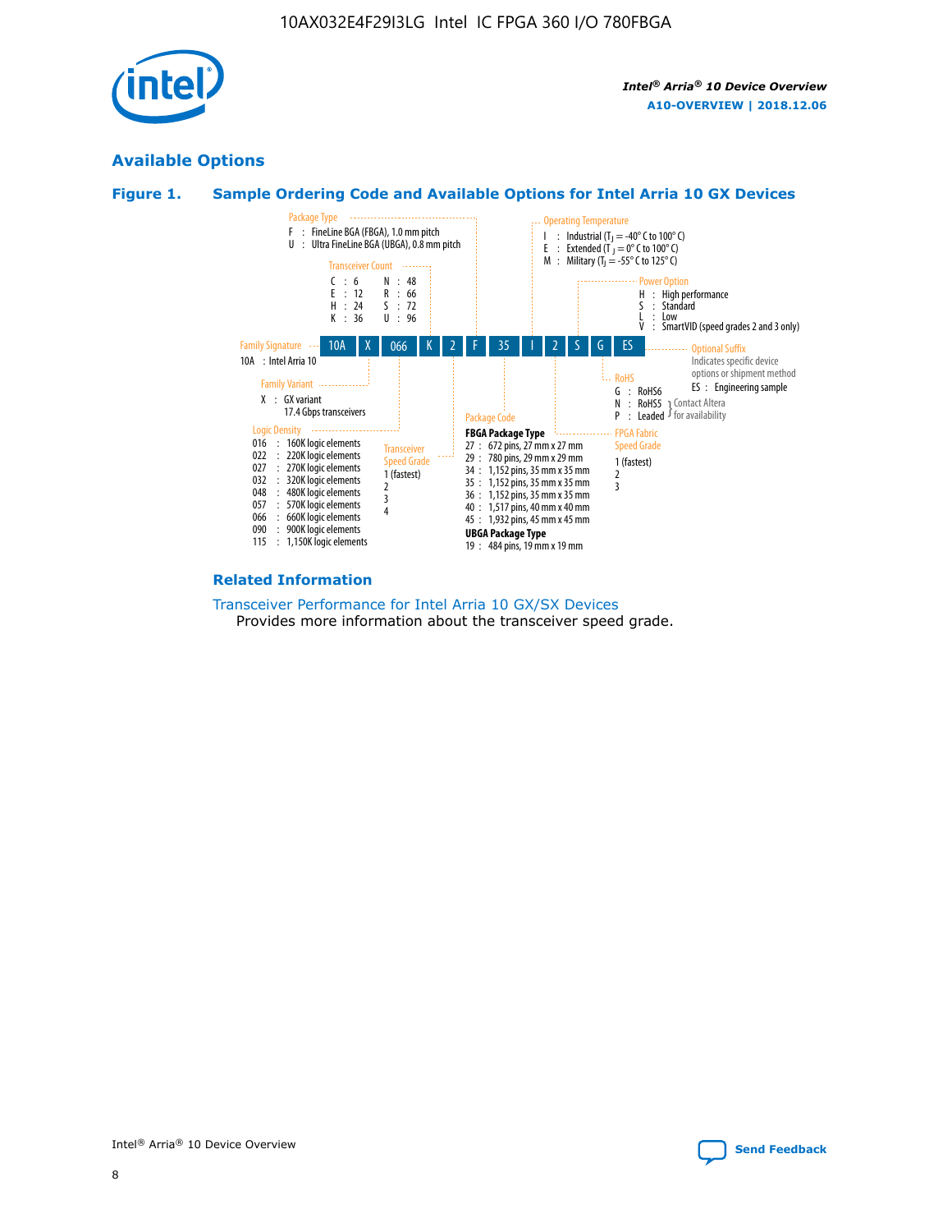## Available Options

### Figure 1. Sample Ordering Code and Available Options for Intel Arria 10 GX Devices

10A | X | 066 | K | 2 | F | 35 | I | 2 | S | G | ES

**Family Signature**
10A : Intel Arria 10

**Family Variant**
X : GX variant
17.4 Gbps transceivers

**Logic Density**
016 : 160K logic elements
022 : 220K logic elements
027 : 270K logic elements
032 : 320K logic elements
048 : 480K logic elements
057 : 570K logic elements
066 : 660K logic elements
090 : 900K logic elements
115 : 1,150K logic elements

**Transceiver Count**
C : 6
E : 12
H : 24
K : 36
N : 48
R : 66
S : 72
U : 96

**Transceiver Speed Grade**
1 (fastest)
2
3
4

**Package Type**
F : FineLine BGA (FBGA), 1.0 mm pitch
U : Ultra FineLine BGA (UBGA), 0.8 mm pitch

**Package Code**

**FBGA Package Type**
27 : 672 pins, 27 mm x 27 mm
29 : 780 pins, 29 mm x 29 mm
34 : 1,152 pins, 35 mm x 35 mm
35 : 1,152 pins, 35 mm x 35 mm
36 : 1,152 pins, 35 mm x 35 mm
40 : 1,517 pins, 40 mm x 40 mm
45 : 1,932 pins, 45 mm x 45 mm

**UBGA Package Type**
19 : 484 pins, 19 mm x 19 mm

**Operating Temperature**
I : Industrial ($T_J$ = -40° C to 100° C)
E : Extended ($T_J$ = 0° C to 100° C)
M : Military ($T_J$ = -55° C to 125° C)

**FPGA Fabric Speed Grade**
1 (fastest)
2
3

**Power Option**
H : High performance
S : Standard
L : Low
V : SmartVID (speed grades 2 and 3 only)

**RoHS**
G : RoHS6
N : RoHS5 } Contact Altera for availability
P : Leaded } Contact Altera for availability

**Optional Suffix**
Indicates specific device options or shipment method
ES : Engineering sample

### Related Information

Transceiver Performance for Intel Arria 10 GX/SX Devices
Provides more information about the transceiver speed grade.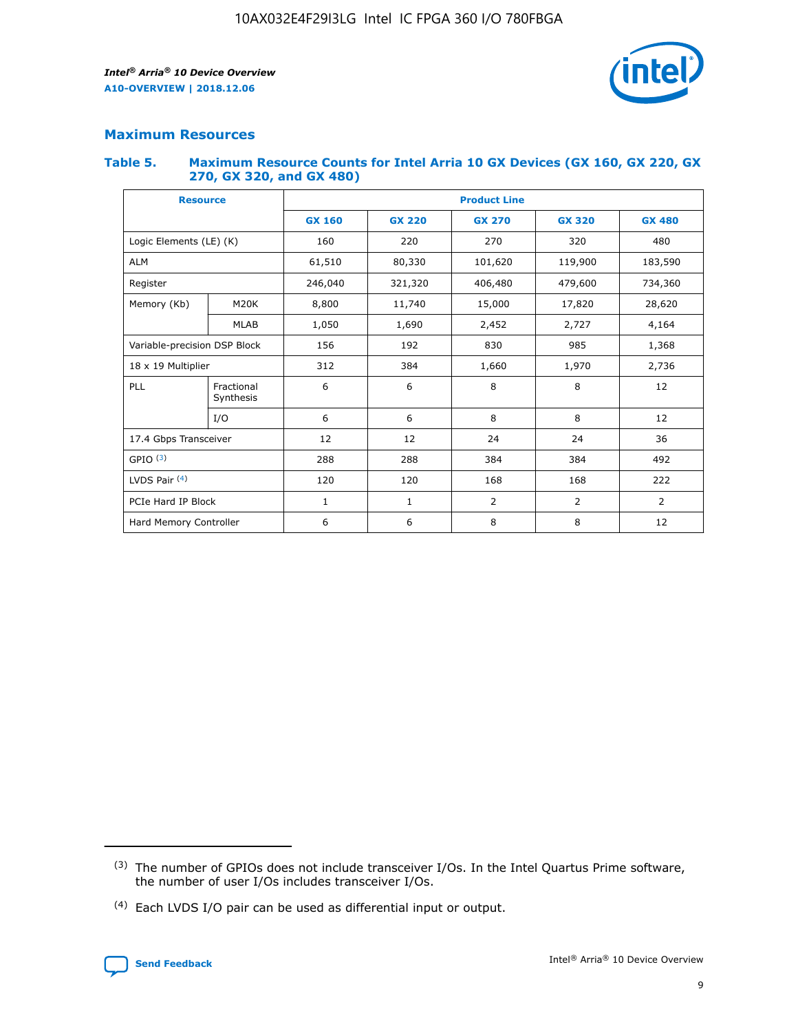## Maximum Resources

### Table 5. Maximum Resource Counts for Intel Arria 10 GX Devices (GX 160, GX 220, GX 270, GX 320, and GX 480)

| Resource | | Product Line | | | | |
|---|---|---|---|---|---|---|
| | | GX 160 | GX 220 | GX 270 | GX 320 | GX 480 |
| Logic Elements (LE) (K) | | 160 | 220 | 270 | 320 | 480 |
| ALM | | 61,510 | 80,330 | 101,620 | 119,900 | 183,590 |
| Register | | 246,040 | 321,320 | 406,480 | 479,600 | 734,360 |
| Memory (Kb) | M20K | 8,800 | 11,740 | 15,000 | 17,820 | 28,620 |
| | MLAB | 1,050 | 1,690 | 2,452 | 2,727 | 4,164 |
| Variable-precision DSP Block | | 156 | 192 | 830 | 985 | 1,368 |
| 18 x 19 Multiplier | | 312 | 384 | 1,660 | 1,970 | 2,736 |
| PLL | Fractional Synthesis | 6 | 6 | 8 | 8 | 12 |
| | I/O | 6 | 6 | 8 | 8 | 12 |
| 17.4 Gbps Transceiver | | 12 | 12 | 24 | 24 | 36 |
| GPIO (3) | | 288 | 288 | 384 | 384 | 492 |
| LVDS Pair (4) | | 120 | 120 | 168 | 168 | 222 |
| PCIe Hard IP Block | | 1 | 1 | 2 | 2 | 2 |
| Hard Memory Controller | | 6 | 6 | 8 | 8 | 12 |

(3) The number of GPIOs does not include transceiver I/Os. In the Intel Quartus Prime software, the number of user I/Os includes transceiver I/Os.

(4) Each LVDS I/O pair can be used as differential input or output.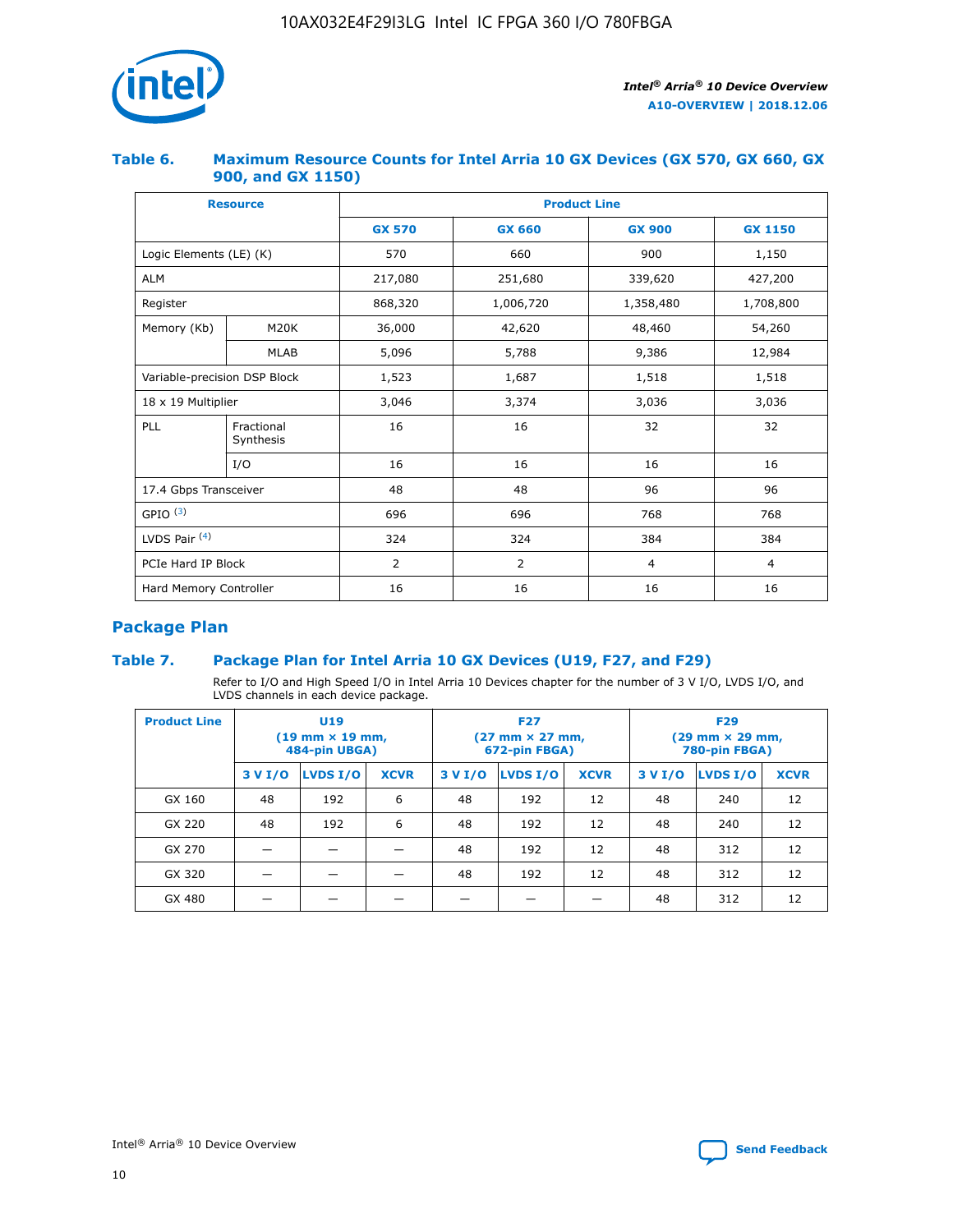### Table 6. Maximum Resource Counts for Intel Arria 10 GX Devices (GX 570, GX 660, GX 900, and GX 1150)

| Resource | | Product Line | | | |
|---|---|---|---|---|---|
| | | GX 570 | GX 660 | GX 900 | GX 1150 |
| Logic Elements (LE) (K) | | 570 | 660 | 900 | 1,150 |
| ALM | | 217,080 | 251,680 | 339,620 | 427,200 |
| Register | | 868,320 | 1,006,720 | 1,358,480 | 1,708,800 |
| Memory (Kb) | M20K | 36,000 | 42,620 | 48,460 | 54,260 |
| | MLAB | 5,096 | 5,788 | 9,386 | 12,984 |
| Variable-precision DSP Block | | 1,523 | 1,687 | 1,518 | 1,518 |
| 18 x 19 Multiplier | | 3,046 | 3,374 | 3,036 | 3,036 |
| PLL | Fractional Synthesis | 16 | 16 | 32 | 32 |
| | I/O | 16 | 16 | 16 | 16 |
| 17.4 Gbps Transceiver | | 48 | 48 | 96 | 96 |
| GPIO [(3)] | | 696 | 696 | 768 | 768 |
| LVDS Pair [(4)] | | 324 | 324 | 384 | 384 |
| PCIe Hard IP Block | | 2 | 2 | 4 | 4 |
| Hard Memory Controller | | 16 | 16 | 16 | 16 |

## Package Plan

### Table 7. Package Plan for Intel Arria 10 GX Devices (U19, F27, and F29)

Refer to I/O and High Speed I/O in Intel Arria 10 Devices chapter for the number of 3 V I/O, LVDS I/O, and LVDS channels in each device package.

| Product Line | U19 (19 mm × 19 mm, 484-pin UBGA) | | | F27 (27 mm × 27 mm, 672-pin FBGA) | | | F29 (29 mm × 29 mm, 780-pin FBGA) | | |
|---|---|---|---|---|---|---|---|---|---|
| | 3 V I/O | LVDS I/O | XCVR | 3 V I/O | LVDS I/O | XCVR | 3 V I/O | LVDS I/O | XCVR |
| GX 160 | 48 | 192 | 6 | 48 | 192 | 12 | 48 | 240 | 12 |
| GX 220 | 48 | 192 | 6 | 48 | 192 | 12 | 48 | 240 | 12 |
| GX 270 | — | — | — | 48 | 192 | 12 | 48 | 312 | 12 |
| GX 320 | — | — | — | 48 | 192 | 12 | 48 | 312 | 12 |
| GX 480 | — | — | — | — | — | — | 48 | 312 | 12 |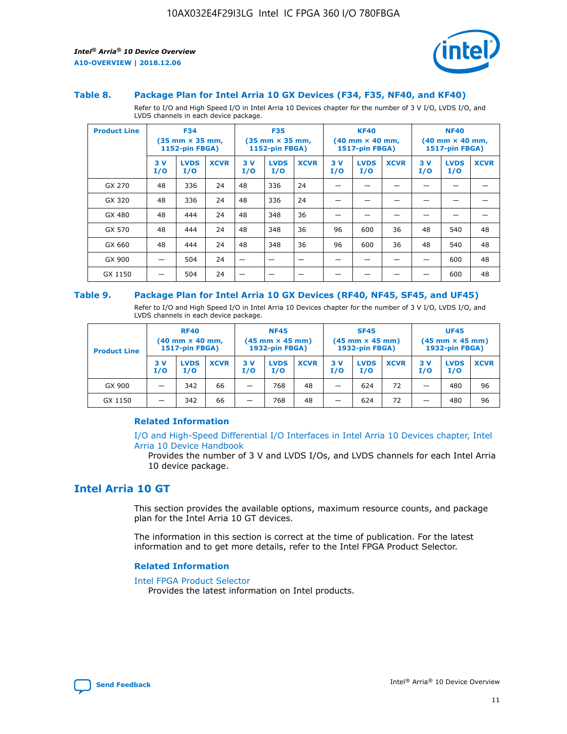### Table 8. Package Plan for Intel Arria 10 GX Devices (F34, F35, NF40, and KF40)

Refer to I/O and High Speed I/O in Intel Arria 10 Devices chapter for the number of 3 V I/O, LVDS I/O, and LVDS channels in each device package.

| Product Line | F34 (35 mm × 35 mm, 1152-pin FBGA) | | | F35 (35 mm × 35 mm, 1152-pin FBGA) | | | KF40 (40 mm × 40 mm, 1517-pin FBGA) | | | NF40 (40 mm × 40 mm, 1517-pin FBGA) | | |
|---|---|---|---|---|---|---|---|---|---|---|---|---|
| | 3 V I/O | LVDS I/O | XCVR | 3 V I/O | LVDS I/O | XCVR | 3 V I/O | LVDS I/O | XCVR | 3 V I/O | LVDS I/O | XCVR |
| GX 270 | 48 | 336 | 24 | 48 | 336 | 24 | — | — | — | — | — | — |
| GX 320 | 48 | 336 | 24 | 48 | 336 | 24 | — | — | — | — | — | — |
| GX 480 | 48 | 444 | 24 | 48 | 348 | 36 | — | — | — | — | — | — |
| GX 570 | 48 | 444 | 24 | 48 | 348 | 36 | 96 | 600 | 36 | 48 | 540 | 48 |
| GX 660 | 48 | 444 | 24 | 48 | 348 | 36 | 96 | 600 | 36 | 48 | 540 | 48 |
| GX 900 | — | 504 | 24 | — | — | — | — | — | — | — | 600 | 48 |
| GX 1150 | — | 504 | 24 | — | — | — | — | — | — | — | 600 | 48 |

### Table 9. Package Plan for Intel Arria 10 GX Devices (RF40, NF45, SF45, and UF45)

Refer to I/O and High Speed I/O in Intel Arria 10 Devices chapter for the number of 3 V I/O, LVDS I/O, and LVDS channels in each device package.

| Product Line | RF40 (40 mm × 40 mm, 1517-pin FBGA) | | | NF45 (45 mm × 45 mm) 1932-pin FBGA) | | | SF45 (45 mm × 45 mm) 1932-pin FBGA) | | | UF45 (45 mm × 45 mm) 1932-pin FBGA) | | |
|---|---|---|---|---|---|---|---|---|---|---|---|---|
| | 3 V I/O | LVDS I/O | XCVR | 3 V I/O | LVDS I/O | XCVR | 3 V I/O | LVDS I/O | XCVR | 3 V I/O | LVDS I/O | XCVR |
| GX 900 | — | 342 | 66 | — | 768 | 48 | — | 624 | 72 | — | 480 | 96 |
| GX 1150 | — | 342 | 66 | — | 768 | 48 | — | 624 | 72 | — | 480 | 96 |

#### Related Information

I/O and High-Speed Differential I/O Interfaces in Intel Arria 10 Devices chapter, Intel Arria 10 Device Handbook

Provides the number of 3 V and LVDS I/Os, and LVDS channels for each Intel Arria 10 device package.

## Intel Arria 10 GT

This section provides the available options, maximum resource counts, and package plan for the Intel Arria 10 GT devices.

The information in this section is correct at the time of publication. For the latest information and to get more details, refer to the Intel FPGA Product Selector.

#### Related Information

Intel FPGA Product Selector

Provides the latest information on Intel products.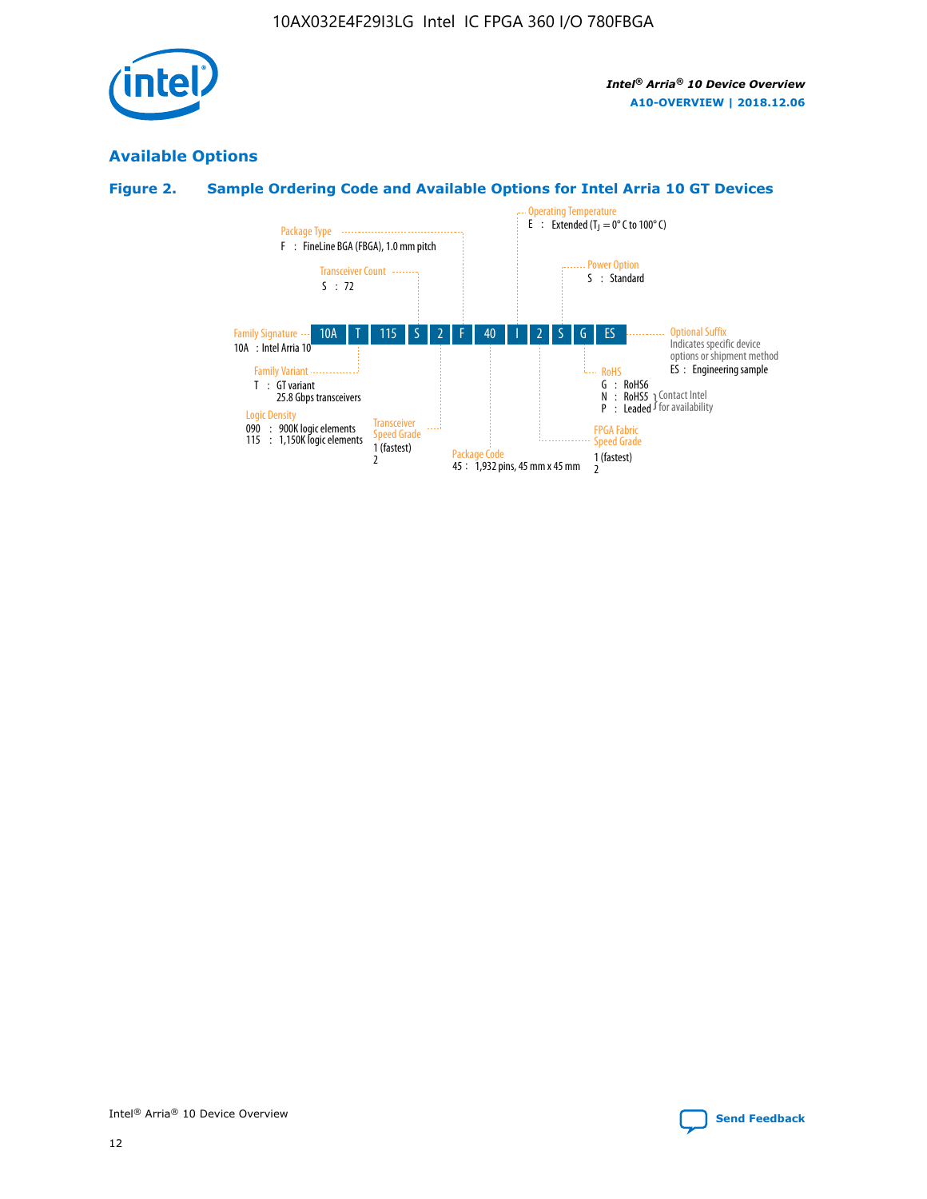## Available Options

### Figure 2. Sample Ordering Code and Available Options for Intel Arria 10 GT Devices

| 10A | T | 115 | S | 2 | F | 40 | I | 2 | S | G | ES |
|---|---|---|---|---|---|---|---|---|---|---|---|

**Family Signature**
10A : Intel Arria 10

**Family Variant**
T : GT variant
25.8 Gbps transceivers

**Logic Density**
090 : 900K logic elements
115 : 1,150K logic elements

**Transceiver Count**
S : 72

**Transceiver Speed Grade**
1 (fastest)
2

**Package Type**
F : FineLine BGA (FBGA), 1.0 mm pitch

**Package Code**
45 : 1,932 pins, 45 mm x 45 mm

**Operating Temperature**
E : Extended ($T_J$ = 0° C to 100° C)

**FPGA Fabric Speed Grade**
1 (fastest)
2

**Power Option**
S : Standard

**RoHS**
G : RoHS6
N : RoHS5 } Contact Intel for availability
P : Leaded } Contact Intel for availability

**Optional Suffix**
Indicates specific device options or shipment method
ES : Engineering sample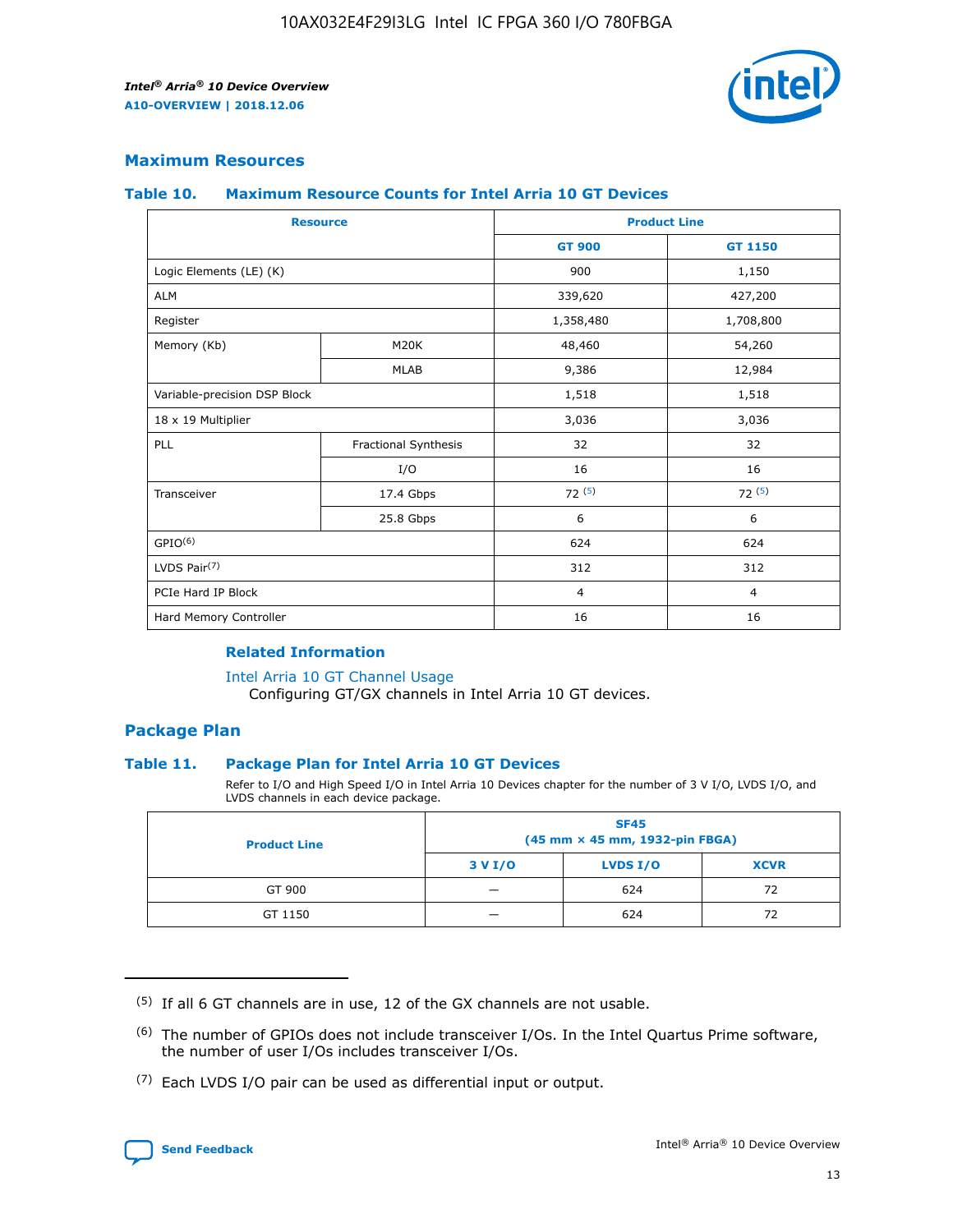## Maximum Resources

### Table 10. Maximum Resource Counts for Intel Arria 10 GT Devices

| Resource | | Product Line | |
|---|---|---|---|
| | | GT 900 | GT 1150 |
| Logic Elements (LE) (K) | | 900 | 1,150 |
| ALM | | 339,620 | 427,200 |
| Register | | 1,358,480 | 1,708,800 |
| Memory (Kb) | M20K | 48,460 | 54,260 |
| | MLAB | 9,386 | 12,984 |
| Variable-precision DSP Block | | 1,518 | 1,518 |
| 18 x 19 Multiplier | | 3,036 | 3,036 |
| PLL | Fractional Synthesis | 32 | 32 |
| | I/O | 16 | 16 |
| Transceiver | 17.4 Gbps | 72 (5) | 72 (5) |
| | 25.8 Gbps | 6 | 6 |
| GPIO(6) | | 624 | 624 |
| LVDS Pair(7) | | 312 | 312 |
| PCIe Hard IP Block | | 4 | 4 |
| Hard Memory Controller | | 16 | 16 |

#### Related Information

Intel Arria 10 GT Channel Usage
Configuring GT/GX channels in Intel Arria 10 GT devices.

## Package Plan

### Table 11. Package Plan for Intel Arria 10 GT Devices

Refer to I/O and High Speed I/O in Intel Arria 10 Devices chapter for the number of 3 V I/O, LVDS I/O, and LVDS channels in each device package.

| Product Line | SF45 (45 mm × 45 mm, 1932-pin FBGA) | | |
|---|---|---|---|
| | 3 V I/O | LVDS I/O | XCVR |
| GT 900 | — | 624 | 72 |
| GT 1150 | — | 624 | 72 |

(5) If all 6 GT channels are in use, 12 of the GX channels are not usable.

(6) The number of GPIOs does not include transceiver I/Os. In the Intel Quartus Prime software, the number of user I/Os includes transceiver I/Os.

(7) Each LVDS I/O pair can be used as differential input or output.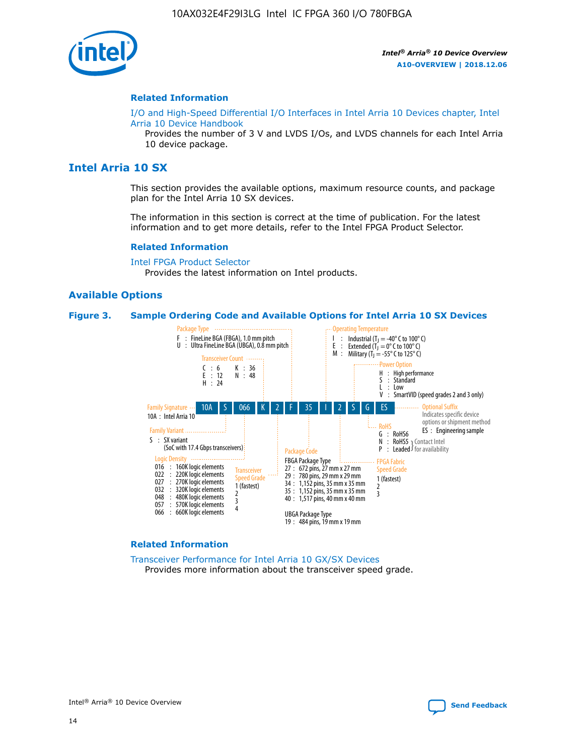**Related Information**

I/O and High-Speed Differential I/O Interfaces in Intel Arria 10 Devices chapter, Intel Arria 10 Device Handbook

Provides the number of 3 V and LVDS I/Os, and LVDS channels for each Intel Arria 10 device package.

## Intel Arria 10 SX

This section provides the available options, maximum resource counts, and package plan for the Intel Arria 10 SX devices.

The information in this section is correct at the time of publication. For the latest information and to get more details, refer to the Intel FPGA Product Selector.

**Related Information**

Intel FPGA Product Selector

Provides the latest information on Intel products.

### Available Options

**Figure 3. Sample Ordering Code and Available Options for Intel Arria 10 SX Devices**

Ordering code: 10A S 066 K 2 F 35 I 2 S G ES

- **Family Signature**
  - 10A : Intel Arria 10
- **Family Variant**
  - S : SX variant (SoC with 17.4 Gbps transceivers)
- **Logic Density**
  - 016 : 160K logic elements
  - 022 : 220K logic elements
  - 027 : 270K logic elements
  - 032 : 320K logic elements
  - 048 : 480K logic elements
  - 057 : 570K logic elements
  - 066 : 660K logic elements
- **Transceiver Count**
  - C : 6
  - E : 12
  - H : 24
  - K : 36
  - N : 48
- **Transceiver Speed Grade**
  - 1 (fastest)
  - 2
  - 3
  - 4
- **Package Type**
  - F : FineLine BGA (FBGA), 1.0 mm pitch
  - U : Ultra FineLine BGA (UBGA), 0.8 mm pitch
- **Package Code**
  - FBGA Package Type
    - 27 : 672 pins, 27 mm x 27 mm
    - 29 : 780 pins, 29 mm x 29 mm
    - 34 : 1,152 pins, 35 mm x 35 mm
    - 35 : 1,152 pins, 35 mm x 35 mm
    - 40 : 1,517 pins, 40 mm x 40 mm
  - UBGA Package Type
    - 19 : 484 pins, 19 mm x 19 mm
- **Operating Temperature**
  - I : Industrial ($T_J$ = -40° C to 100° C)
  - E : Extended ($T_J$ = 0° C to 100° C)
  - M : Military ($T_J$ = -55° C to 125° C)
- **FPGA Fabric Speed Grade**
  - 1 (fastest)
  - 2
  - 3
- **Power Option**
  - H : High performance
  - S : Standard
  - L : Low
  - V : SmartVID (speed grades 2 and 3 only)
- **RoHS**
  - G : RoHS6
  - N : RoHS5 (Contact Intel for availability)
  - P : Leaded (Contact Intel for availability)
- **Optional Suffix**
  - Indicates specific device options or shipment method
  - ES : Engineering sample

**Related Information**

Transceiver Performance for Intel Arria 10 GX/SX Devices

Provides more information about the transceiver speed grade.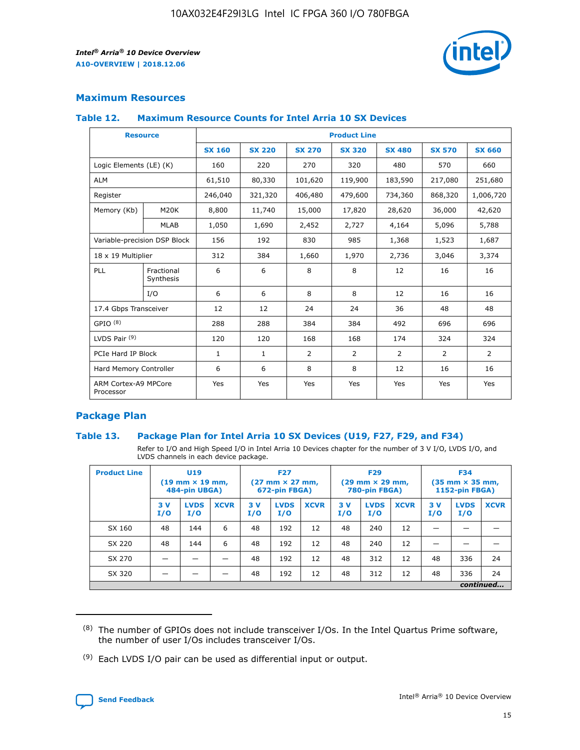## Maximum Resources

### Table 12. Maximum Resource Counts for Intel Arria 10 SX Devices

| Resource | | Product Line | | | | | | |
|---|---|---|---|---|---|---|---|---|
| | | SX 160 | SX 220 | SX 270 | SX 320 | SX 480 | SX 570 | SX 660 |
| Logic Elements (LE) (K) | | 160 | 220 | 270 | 320 | 480 | 570 | 660 |
| ALM | | 61,510 | 80,330 | 101,620 | 119,900 | 183,590 | 217,080 | 251,680 |
| Register | | 246,040 | 321,320 | 406,480 | 479,600 | 734,360 | 868,320 | 1,006,720 |
| Memory (Kb) | M20K | 8,800 | 11,740 | 15,000 | 17,820 | 28,620 | 36,000 | 42,620 |
| | MLAB | 1,050 | 1,690 | 2,452 | 2,727 | 4,164 | 5,096 | 5,788 |
| Variable-precision DSP Block | | 156 | 192 | 830 | 985 | 1,368 | 1,523 | 1,687 |
| 18 x 19 Multiplier | | 312 | 384 | 1,660 | 1,970 | 2,736 | 3,046 | 3,374 |
| PLL | Fractional Synthesis | 6 | 6 | 8 | 8 | 12 | 16 | 16 |
| | I/O | 6 | 6 | 8 | 8 | 12 | 16 | 16 |
| 17.4 Gbps Transceiver | | 12 | 12 | 24 | 24 | 36 | 48 | 48 |
| GPIO [(8)] | | 288 | 288 | 384 | 384 | 492 | 696 | 696 |
| LVDS Pair [(9)] | | 120 | 120 | 168 | 168 | 174 | 324 | 324 |
| PCIe Hard IP Block | | 1 | 1 | 2 | 2 | 2 | 2 | 2 |
| Hard Memory Controller | | 6 | 6 | 8 | 8 | 12 | 16 | 16 |
| ARM Cortex-A9 MPCore Processor | | Yes | Yes | Yes | Yes | Yes | Yes | Yes |

## Package Plan

### Table 13. Package Plan for Intel Arria 10 SX Devices (U19, F27, F29, and F34)

Refer to I/O and High Speed I/O in Intel Arria 10 Devices chapter for the number of 3 V I/O, LVDS I/O, and LVDS channels in each device package.

| Product Line | U19 (19 mm × 19 mm, 484-pin UBGA) | | | F27 (27 mm × 27 mm, 672-pin FBGA) | | | F29 (29 mm × 29 mm, 780-pin FBGA) | | | F34 (35 mm × 35 mm, 1152-pin FBGA) | | |
|---|---|---|---|---|---|---|---|---|---|---|---|---|
| | 3 V I/O | LVDS I/O | XCVR | 3 V I/O | LVDS I/O | XCVR | 3 V I/O | LVDS I/O | XCVR | 3 V I/O | LVDS I/O | XCVR |
| SX 160 | 48 | 144 | 6 | 48 | 192 | 12 | 48 | 240 | 12 | — | — | — |
| SX 220 | 48 | 144 | 6 | 48 | 192 | 12 | 48 | 240 | 12 | — | — | — |
| SX 270 | — | — | — | 48 | 192 | 12 | 48 | 312 | 12 | 48 | 336 | 24 |
| SX 320 | — | — | — | 48 | 192 | 12 | 48 | 312 | 12 | 48 | 336 | 24 |

*continued...*

(8) The number of GPIOs does not include transceiver I/Os. In the Intel Quartus Prime software, the number of user I/Os includes transceiver I/Os.

(9) Each LVDS I/O pair can be used as differential input or output.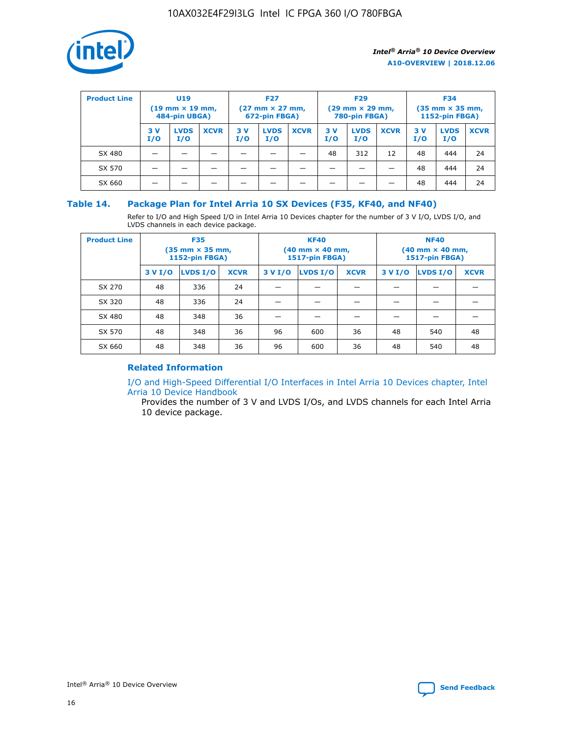| Product Line | U19 (19 mm × 19 mm, 484-pin UBGA) | | | F27 (27 mm × 27 mm, 672-pin FBGA) | | | F29 (29 mm × 29 mm, 780-pin FBGA) | | | F34 (35 mm × 35 mm, 1152-pin FBGA) | | |
|---|---|---|---|---|---|---|---|---|---|---|---|---|
| | 3 V I/O | LVDS I/O | XCVR | 3 V I/O | LVDS I/O | XCVR | 3 V I/O | LVDS I/O | XCVR | 3 V I/O | LVDS I/O | XCVR |
| SX 480 | — | — | — | — | — | — | 48 | 312 | 12 | 48 | 444 | 24 |
| SX 570 | — | — | — | — | — | — | — | — | — | 48 | 444 | 24 |
| SX 660 | — | — | — | — | — | — | — | — | — | 48 | 444 | 24 |

## Table 14. Package Plan for Intel Arria 10 SX Devices (F35, KF40, and NF40)

Refer to I/O and High Speed I/O in Intel Arria 10 Devices chapter for the number of 3 V I/O, LVDS I/O, and LVDS channels in each device package.

| Product Line | F35 (35 mm × 35 mm, 1152-pin FBGA) | | | KF40 (40 mm × 40 mm, 1517-pin FBGA) | | | NF40 (40 mm × 40 mm, 1517-pin FBGA) | | |
|---|---|---|---|---|---|---|---|---|---|
| | 3 V I/O | LVDS I/O | XCVR | 3 V I/O | LVDS I/O | XCVR | 3 V I/O | LVDS I/O | XCVR |
| SX 270 | 48 | 336 | 24 | — | — | — | — | — | — |
| SX 320 | 48 | 336 | 24 | — | — | — | — | — | — |
| SX 480 | 48 | 348 | 36 | — | — | — | — | — | — |
| SX 570 | 48 | 348 | 36 | 96 | 600 | 36 | 48 | 540 | 48 |
| SX 660 | 48 | 348 | 36 | 96 | 600 | 36 | 48 | 540 | 48 |

### Related Information

I/O and High-Speed Differential I/O Interfaces in Intel Arria 10 Devices chapter, Intel Arria 10 Device Handbook

Provides the number of 3 V and LVDS I/Os, and LVDS channels for each Intel Arria 10 device package.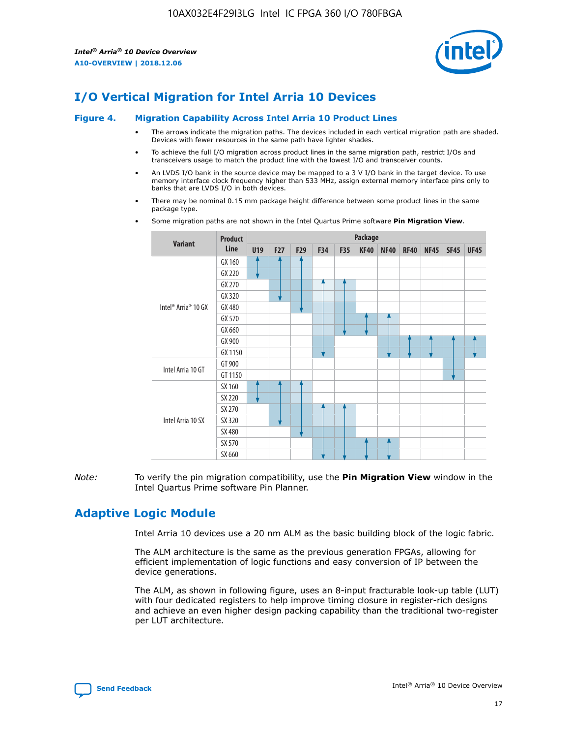## I/O Vertical Migration for Intel Arria 10 Devices

**Figure 4. Migration Capability Across Intel Arria 10 Product Lines**

- The arrows indicate the migration paths. The devices included in each vertical migration path are shaded. Devices with fewer resources in the same path have lighter shades.
- To achieve the full I/O migration across product lines in the same migration path, restrict I/Os and transceivers usage to match the product line with the lowest I/O and transceiver counts.
- An LVDS I/O bank in the source device may be mapped to a 3 V I/O bank in the target device. To use memory interface clock frequency higher than 533 MHz, assign external memory interface pins only to banks that are LVDS I/O in both devices.
- There may be nominal 0.15 mm package height difference between some product lines in the same package type.
- Some migration paths are not shown in the Intel Quartus Prime software **Pin Migration View**.

| Variant | Product Line | U19 | F27 | F29 | F34 | F35 | KF40 | NF40 | RF40 | NF45 | SF45 | UF45 |
|---|---|---|---|---|---|---|---|---|---|---|---|---|
| Intel® Arria® 10 GX | GX 160 | | | | | | | | | | | |
| | GX 220 | | | | | | | | | | | |
| | GX 270 | | | | | | | | | | | |
| | GX 320 | | | | | | | | | | | |
| | GX 480 | | | | | | | | | | | |
| | GX 570 | | | | | | | | | | | |
| | GX 660 | | | | | | | | | | | |
| | GX 900 | | | | | | | | | | | |
| | GX 1150 | | | | | | | | | | | |
| Intel Arria 10 GT | GT 900 | | | | | | | | | | | |
| | GT 1150 | | | | | | | | | | | |
| Intel Arria 10 SX | SX 160 | | | | | | | | | | | |
| | SX 220 | | | | | | | | | | | |
| | SX 270 | | | | | | | | | | | |
| | SX 320 | | | | | | | | | | | |
| | SX 480 | | | | | | | | | | | |
| | SX 570 | | | | | | | | | | | |
| | SX 660 | | | | | | | | | | | |

*Note:* To verify the pin migration compatibility, use the **Pin Migration View** window in the Intel Quartus Prime software Pin Planner.

## Adaptive Logic Module

Intel Arria 10 devices use a 20 nm ALM as the basic building block of the logic fabric.

The ALM architecture is the same as the previous generation FPGAs, allowing for efficient implementation of logic functions and easy conversion of IP between the device generations.

The ALM, as shown in following figure, uses an 8-input fracturable look-up table (LUT) with four dedicated registers to help improve timing closure in register-rich designs and achieve an even higher design packing capability than the traditional two-register per LUT architecture.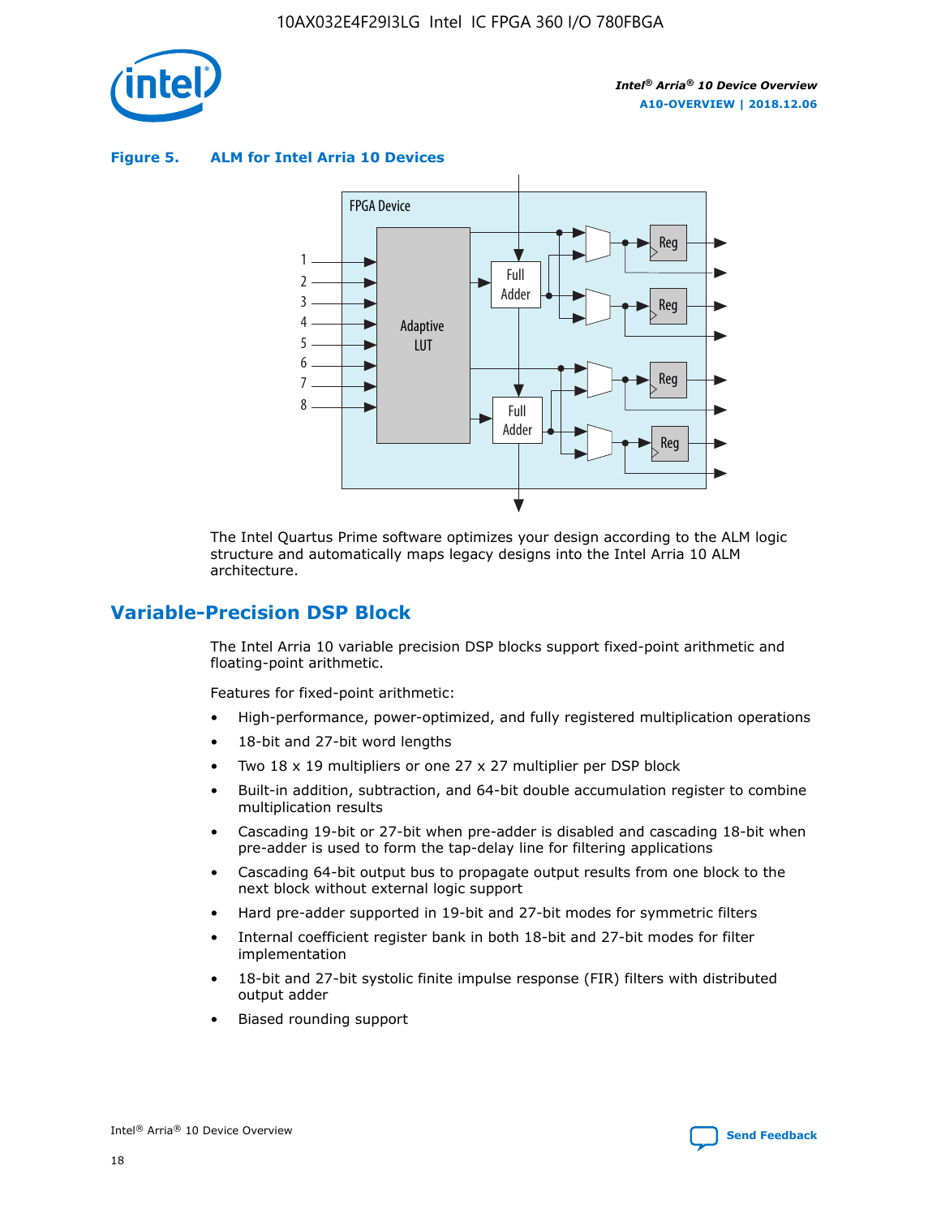**Figure 5. ALM for Intel Arria 10 Devices**

The Intel Quartus Prime software optimizes your design according to the ALM logic structure and automatically maps legacy designs into the Intel Arria 10 ALM architecture.

## Variable-Precision DSP Block

The Intel Arria 10 variable precision DSP blocks support fixed-point arithmetic and floating-point arithmetic.

Features for fixed-point arithmetic:

- High-performance, power-optimized, and fully registered multiplication operations
- 18-bit and 27-bit word lengths
- Two 18 x 19 multipliers or one 27 x 27 multiplier per DSP block
- Built-in addition, subtraction, and 64-bit double accumulation register to combine multiplication results
- Cascading 19-bit or 27-bit when pre-adder is disabled and cascading 18-bit when pre-adder is used to form the tap-delay line for filtering applications
- Cascading 64-bit output bus to propagate output results from one block to the next block without external logic support
- Hard pre-adder supported in 19-bit and 27-bit modes for symmetric filters
- Internal coefficient register bank in both 18-bit and 27-bit modes for filter implementation
- 18-bit and 27-bit systolic finite impulse response (FIR) filters with distributed output adder
- Biased rounding support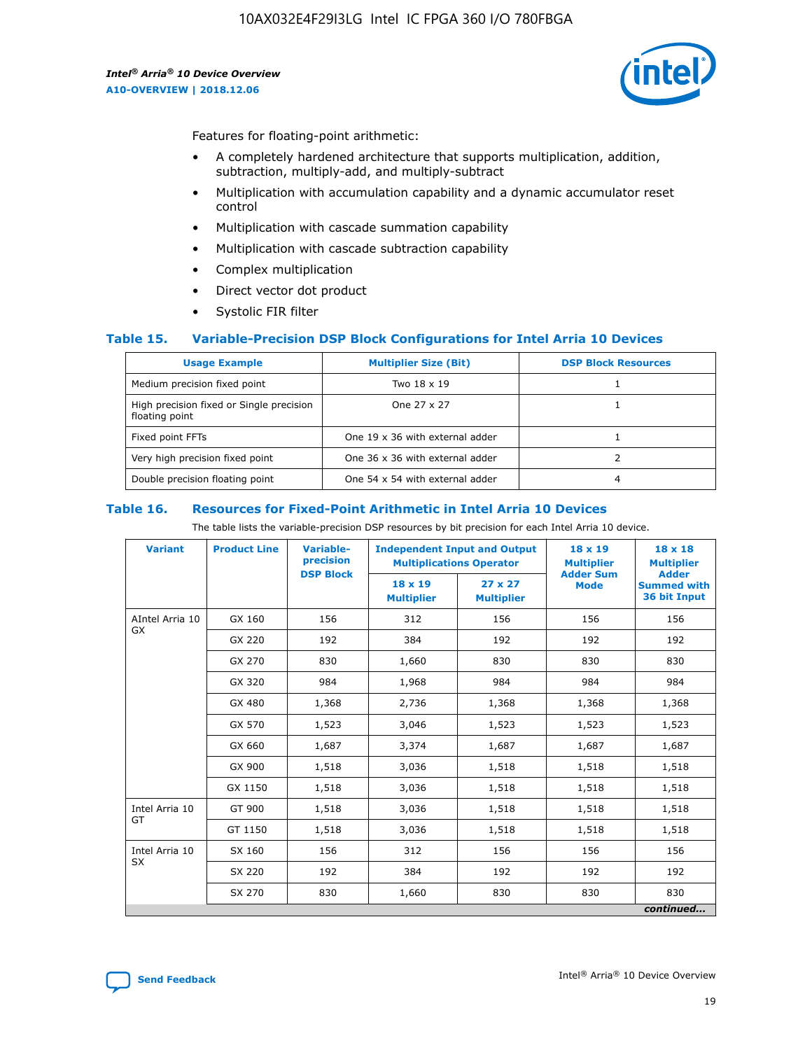Features for floating-point arithmetic:

- A completely hardened architecture that supports multiplication, addition, subtraction, multiply-add, and multiply-subtract
- Multiplication with accumulation capability and a dynamic accumulator reset control
- Multiplication with cascade summation capability
- Multiplication with cascade subtraction capability
- Complex multiplication
- Direct vector dot product
- Systolic FIR filter

### Table 15. Variable-Precision DSP Block Configurations for Intel Arria 10 Devices

| Usage Example | Multiplier Size (Bit) | DSP Block Resources |
|---|---|---|
| Medium precision fixed point | Two 18 x 19 | 1 |
| High precision fixed or Single precision floating point | One 27 x 27 | 1 |
| Fixed point FFTs | One 19 x 36 with external adder | 1 |
| Very high precision fixed point | One 36 x 36 with external adder | 2 |
| Double precision floating point | One 54 x 54 with external adder | 4 |

### Table 16. Resources for Fixed-Point Arithmetic in Intel Arria 10 Devices

The table lists the variable-precision DSP resources by bit precision for each Intel Arria 10 device.

| Variant | Product Line | Variable-precision DSP Block | Independent Input and Output Multiplications Operator | | 18 x 19 Multiplier Adder Sum Mode | 18 x 18 Multiplier Adder Summed with 36 bit Input |
|---|---|---|---|---|---|---|
| | | | 18 x 19 Multiplier | 27 x 27 Multiplier | | |
| AIntel Arria 10 GX | GX 160 | 156 | 312 | 156 | 156 | 156 |
| | GX 220 | 192 | 384 | 192 | 192 | 192 |
| | GX 270 | 830 | 1,660 | 830 | 830 | 830 |
| | GX 320 | 984 | 1,968 | 984 | 984 | 984 |
| | GX 480 | 1,368 | 2,736 | 1,368 | 1,368 | 1,368 |
| | GX 570 | 1,523 | 3,046 | 1,523 | 1,523 | 1,523 |
| | GX 660 | 1,687 | 3,374 | 1,687 | 1,687 | 1,687 |
| | GX 900 | 1,518 | 3,036 | 1,518 | 1,518 | 1,518 |
| | GX 1150 | 1,518 | 3,036 | 1,518 | 1,518 | 1,518 |
| Intel Arria 10 GT | GT 900 | 1,518 | 3,036 | 1,518 | 1,518 | 1,518 |
| | GT 1150 | 1,518 | 3,036 | 1,518 | 1,518 | 1,518 |
| Intel Arria 10 SX | SX 160 | 156 | 312 | 156 | 156 | 156 |
| | SX 220 | 192 | 384 | 192 | 192 | 192 |
| | SX 270 | 830 | 1,660 | 830 | 830 | 830 |

*continued...*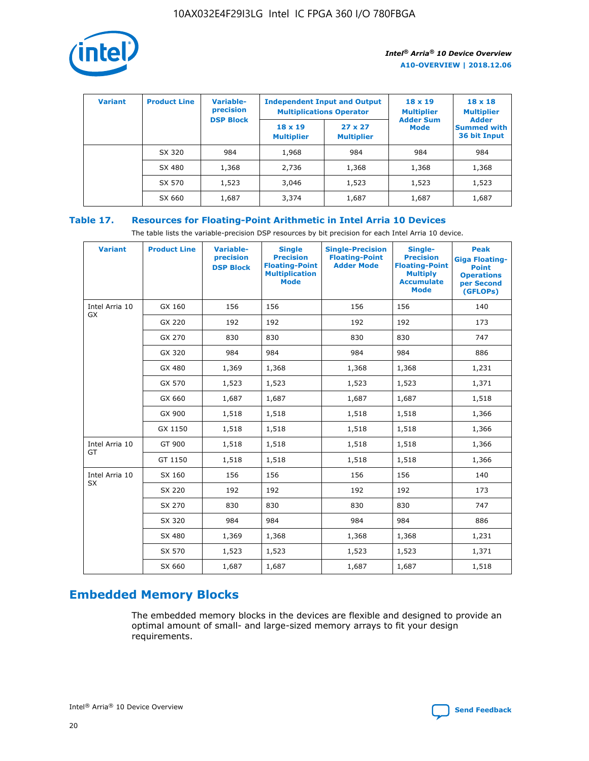| Variant | Product Line | Variable-precision DSP Block | Independent Input and Output Multiplications Operator | | 18 x 19 Multiplier Adder Sum Mode | 18 x 18 Multiplier Adder Summed with 36 bit Input |
|---|---|---|---|---|---|---|
| | | | 18 x 19 Multiplier | 27 x 27 Multiplier | | |
| | SX 320 | 984 | 1,968 | 984 | 984 | 984 |
| | SX 480 | 1,368 | 2,736 | 1,368 | 1,368 | 1,368 |
| | SX 570 | 1,523 | 3,046 | 1,523 | 1,523 | 1,523 |
| | SX 660 | 1,687 | 3,374 | 1,687 | 1,687 | 1,687 |

### Table 17. Resources for Floating-Point Arithmetic in Intel Arria 10 Devices

The table lists the variable-precision DSP resources by bit precision for each Intel Arria 10 device.

| Variant | Product Line | Variable-precision DSP Block | Single Precision Floating-Point Multiplication Mode | Single-Precision Floating-Point Adder Mode | Single-Precision Floating-Point Multiply Accumulate Mode | Peak Giga Floating-Point Operations per Second (GFLOPs) |
|---|---|---|---|---|---|---|
| Intel Arria 10 GX | GX 160 | 156 | 156 | 156 | 156 | 140 |
| | GX 220 | 192 | 192 | 192 | 192 | 173 |
| | GX 270 | 830 | 830 | 830 | 830 | 747 |
| | GX 320 | 984 | 984 | 984 | 984 | 886 |
| | GX 480 | 1,369 | 1,368 | 1,368 | 1,368 | 1,231 |
| | GX 570 | 1,523 | 1,523 | 1,523 | 1,523 | 1,371 |
| | GX 660 | 1,687 | 1,687 | 1,687 | 1,687 | 1,518 |
| | GX 900 | 1,518 | 1,518 | 1,518 | 1,518 | 1,366 |
| | GX 1150 | 1,518 | 1,518 | 1,518 | 1,518 | 1,366 |
| Intel Arria 10 GT | GT 900 | 1,518 | 1,518 | 1,518 | 1,518 | 1,366 |
| | GT 1150 | 1,518 | 1,518 | 1,518 | 1,518 | 1,366 |
| Intel Arria 10 SX | SX 160 | 156 | 156 | 156 | 156 | 140 |
| | SX 220 | 192 | 192 | 192 | 192 | 173 |
| | SX 270 | 830 | 830 | 830 | 830 | 747 |
| | SX 320 | 984 | 984 | 984 | 984 | 886 |
| | SX 480 | 1,369 | 1,368 | 1,368 | 1,368 | 1,231 |
| | SX 570 | 1,523 | 1,523 | 1,523 | 1,523 | 1,371 |
| | SX 660 | 1,687 | 1,687 | 1,687 | 1,687 | 1,518 |

## Embedded Memory Blocks

The embedded memory blocks in the devices are flexible and designed to provide an optimal amount of small- and large-sized memory arrays to fit your design requirements.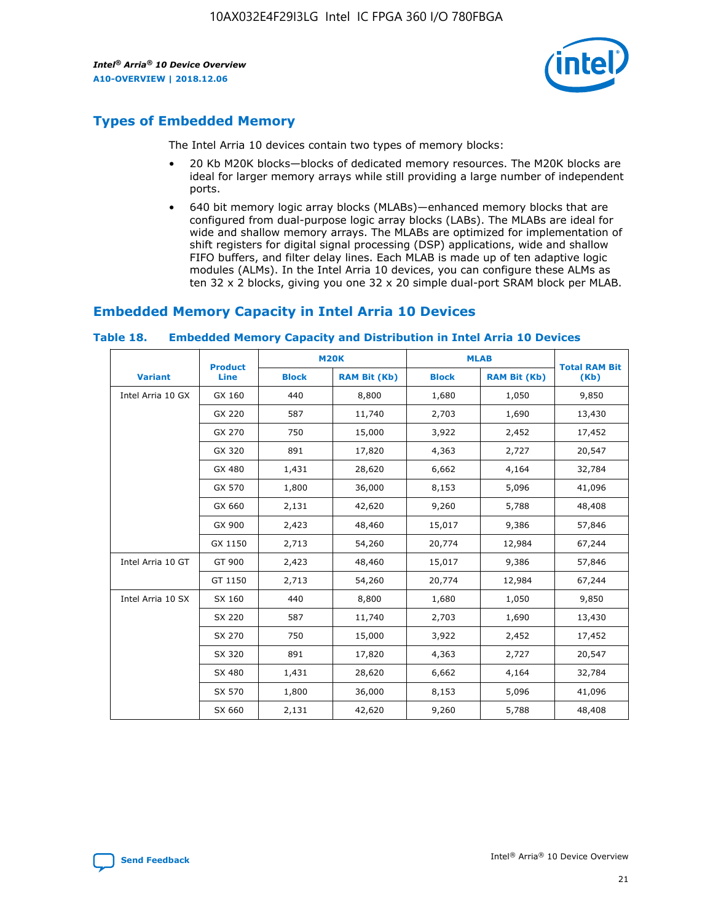## Types of Embedded Memory

The Intel Arria 10 devices contain two types of memory blocks:

- 20 Kb M20K blocks—blocks of dedicated memory resources. The M20K blocks are ideal for larger memory arrays while still providing a large number of independent ports.
- 640 bit memory logic array blocks (MLABs)—enhanced memory blocks that are configured from dual-purpose logic array blocks (LABs). The MLABs are ideal for wide and shallow memory arrays. The MLABs are optimized for implementation of shift registers for digital signal processing (DSP) applications, wide and shallow FIFO buffers, and filter delay lines. Each MLAB is made up of ten adaptive logic modules (ALMs). In the Intel Arria 10 devices, you can configure these ALMs as ten 32 x 2 blocks, giving you one 32 x 20 simple dual-port SRAM block per MLAB.

## Embedded Memory Capacity in Intel Arria 10 Devices

**Table 18. Embedded Memory Capacity and Distribution in Intel Arria 10 Devices**

| Variant | Product Line | M20K | | MLAB | | Total RAM Bit (Kb) |
|---|---|---|---|---|---|---|
| | | Block | RAM Bit (Kb) | Block | RAM Bit (Kb) | |
| Intel Arria 10 GX | GX 160 | 440 | 8,800 | 1,680 | 1,050 | 9,850 |
| | GX 220 | 587 | 11,740 | 2,703 | 1,690 | 13,430 |
| | GX 270 | 750 | 15,000 | 3,922 | 2,452 | 17,452 |
| | GX 320 | 891 | 17,820 | 4,363 | 2,727 | 20,547 |
| | GX 480 | 1,431 | 28,620 | 6,662 | 4,164 | 32,784 |
| | GX 570 | 1,800 | 36,000 | 8,153 | 5,096 | 41,096 |
| | GX 660 | 2,131 | 42,620 | 9,260 | 5,788 | 48,408 |
| | GX 900 | 2,423 | 48,460 | 15,017 | 9,386 | 57,846 |
| | GX 1150 | 2,713 | 54,260 | 20,774 | 12,984 | 67,244 |
| Intel Arria 10 GT | GT 900 | 2,423 | 48,460 | 15,017 | 9,386 | 57,846 |
| | GT 1150 | 2,713 | 54,260 | 20,774 | 12,984 | 67,244 |
| Intel Arria 10 SX | SX 160 | 440 | 8,800 | 1,680 | 1,050 | 9,850 |
| | SX 220 | 587 | 11,740 | 2,703 | 1,690 | 13,430 |
| | SX 270 | 750 | 15,000 | 3,922 | 2,452 | 17,452 |
| | SX 320 | 891 | 17,820 | 4,363 | 2,727 | 20,547 |
| | SX 480 | 1,431 | 28,620 | 6,662 | 4,164 | 32,784 |
| | SX 570 | 1,800 | 36,000 | 8,153 | 5,096 | 41,096 |
| | SX 660 | 2,131 | 42,620 | 9,260 | 5,788 | 48,408 |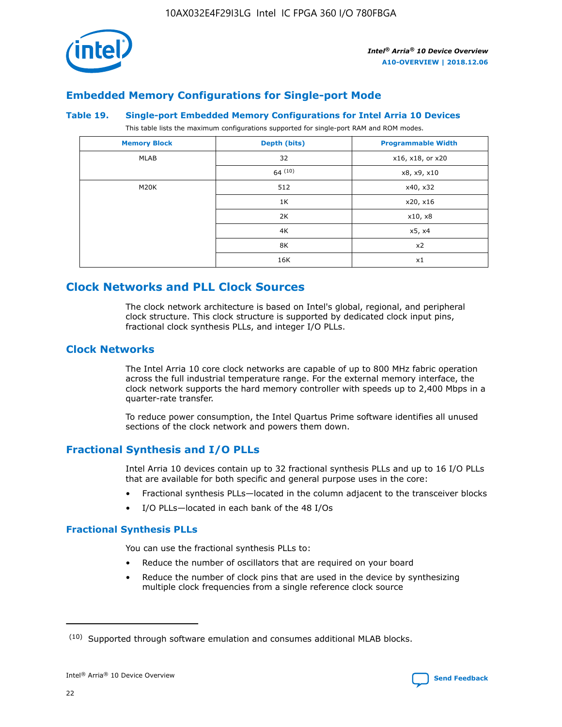## Embedded Memory Configurations for Single-port Mode

### Table 19. Single-port Embedded Memory Configurations for Intel Arria 10 Devices

This table lists the maximum configurations supported for single-port RAM and ROM modes.

| Memory Block | Depth (bits) | Programmable Width |
|---|---|---|
| MLAB | 32 | x16, x18, or x20 |
| | 64 [(10)] | x8, x9, x10 |
| M20K | 512 | x40, x32 |
| | 1K | x20, x16 |
| | 2K | x10, x8 |
| | 4K | x5, x4 |
| | 8K | x2 |
| | 16K | x1 |

## Clock Networks and PLL Clock Sources

The clock network architecture is based on Intel's global, regional, and peripheral clock structure. This clock structure is supported by dedicated clock input pins, fractional clock synthesis PLLs, and integer I/O PLLs.

## Clock Networks

The Intel Arria 10 core clock networks are capable of up to 800 MHz fabric operation across the full industrial temperature range. For the external memory interface, the clock network supports the hard memory controller with speeds up to 2,400 Mbps in a quarter-rate transfer.

To reduce power consumption, the Intel Quartus Prime software identifies all unused sections of the clock network and powers them down.

## Fractional Synthesis and I/O PLLs

Intel Arria 10 devices contain up to 32 fractional synthesis PLLs and up to 16 I/O PLLs that are available for both specific and general purpose uses in the core:

- Fractional synthesis PLLs—located in the column adjacent to the transceiver blocks
- I/O PLLs—located in each bank of the 48 I/Os

### Fractional Synthesis PLLs

You can use the fractional synthesis PLLs to:

- Reduce the number of oscillators that are required on your board
- Reduce the number of clock pins that are used in the device by synthesizing multiple clock frequencies from a single reference clock source

(10) Supported through software emulation and consumes additional MLAB blocks.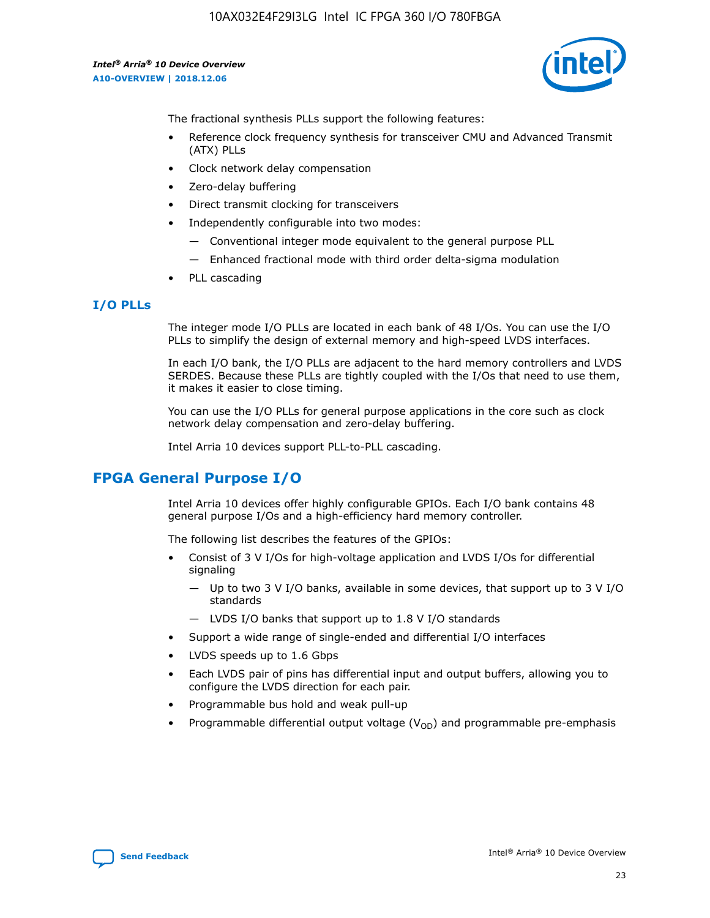The fractional synthesis PLLs support the following features:

- Reference clock frequency synthesis for transceiver CMU and Advanced Transmit (ATX) PLLs
- Clock network delay compensation
- Zero-delay buffering
- Direct transmit clocking for transceivers
- Independently configurable into two modes:
  - — Conventional integer mode equivalent to the general purpose PLL
  - — Enhanced fractional mode with third order delta-sigma modulation
- PLL cascading

## I/O PLLs

The integer mode I/O PLLs are located in each bank of 48 I/Os. You can use the I/O PLLs to simplify the design of external memory and high-speed LVDS interfaces.

In each I/O bank, the I/O PLLs are adjacent to the hard memory controllers and LVDS SERDES. Because these PLLs are tightly coupled with the I/Os that need to use them, it makes it easier to close timing.

You can use the I/O PLLs for general purpose applications in the core such as clock network delay compensation and zero-delay buffering.

Intel Arria 10 devices support PLL-to-PLL cascading.

# FPGA General Purpose I/O

Intel Arria 10 devices offer highly configurable GPIOs. Each I/O bank contains 48 general purpose I/Os and a high-efficiency hard memory controller.

The following list describes the features of the GPIOs:

- Consist of 3 V I/Os for high-voltage application and LVDS I/Os for differential signaling
  - — Up to two 3 V I/O banks, available in some devices, that support up to 3 V I/O standards
  - — LVDS I/O banks that support up to 1.8 V I/O standards
- Support a wide range of single-ended and differential I/O interfaces
- LVDS speeds up to 1.6 Gbps
- Each LVDS pair of pins has differential input and output buffers, allowing you to configure the LVDS direction for each pair.
- Programmable bus hold and weak pull-up
- Programmable differential output voltage ($V_{OD}$) and programmable pre-emphasis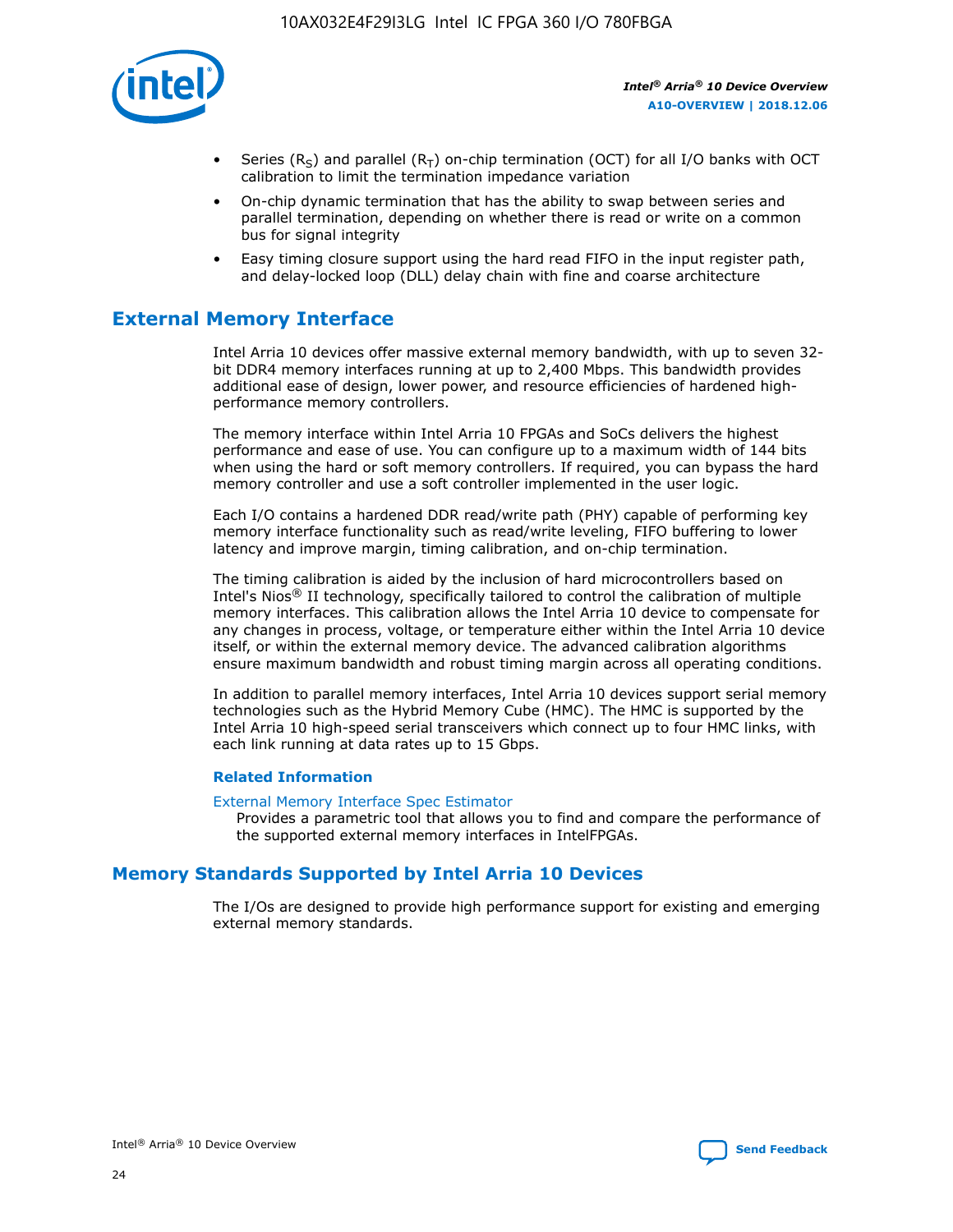- Series ($R_S$) and parallel ($R_T$) on-chip termination (OCT) for all I/O banks with OCT calibration to limit the termination impedance variation
- On-chip dynamic termination that has the ability to swap between series and parallel termination, depending on whether there is read or write on a common bus for signal integrity
- Easy timing closure support using the hard read FIFO in the input register path, and delay-locked loop (DLL) delay chain with fine and coarse architecture

## External Memory Interface

Intel Arria 10 devices offer massive external memory bandwidth, with up to seven 32-bit DDR4 memory interfaces running at up to 2,400 Mbps. This bandwidth provides additional ease of design, lower power, and resource efficiencies of hardened high-performance memory controllers.

The memory interface within Intel Arria 10 FPGAs and SoCs delivers the highest performance and ease of use. You can configure up to a maximum width of 144 bits when using the hard or soft memory controllers. If required, you can bypass the hard memory controller and use a soft controller implemented in the user logic.

Each I/O contains a hardened DDR read/write path (PHY) capable of performing key memory interface functionality such as read/write leveling, FIFO buffering to lower latency and improve margin, timing calibration, and on-chip termination.

The timing calibration is aided by the inclusion of hard microcontrollers based on Intel's Nios® II technology, specifically tailored to control the calibration of multiple memory interfaces. This calibration allows the Intel Arria 10 device to compensate for any changes in process, voltage, or temperature either within the Intel Arria 10 device itself, or within the external memory device. The advanced calibration algorithms ensure maximum bandwidth and robust timing margin across all operating conditions.

In addition to parallel memory interfaces, Intel Arria 10 devices support serial memory technologies such as the Hybrid Memory Cube (HMC). The HMC is supported by the Intel Arria 10 high-speed serial transceivers which connect up to four HMC links, with each link running at data rates up to 15 Gbps.

### Related Information

External Memory Interface Spec Estimator
Provides a parametric tool that allows you to find and compare the performance of the supported external memory interfaces in IntelFPGAs.

## Memory Standards Supported by Intel Arria 10 Devices

The I/Os are designed to provide high performance support for existing and emerging external memory standards.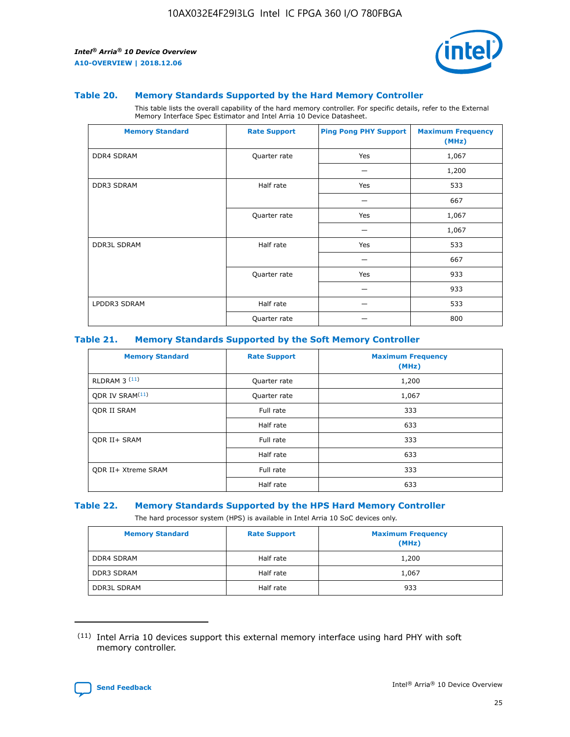### Table 20. Memory Standards Supported by the Hard Memory Controller

This table lists the overall capability of the hard memory controller. For specific details, refer to the External Memory Interface Spec Estimator and Intel Arria 10 Device Datasheet.

| Memory Standard | Rate Support | Ping Pong PHY Support | Maximum Frequency (MHz) |
|---|---|---|---|
| DDR4 SDRAM | Quarter rate | Yes | 1,067 |
| | | — | 1,200 |
| DDR3 SDRAM | Half rate | Yes | 533 |
| | | — | 667 |
| | Quarter rate | Yes | 1,067 |
| | | — | 1,067 |
| DDR3L SDRAM | Half rate | Yes | 533 |
| | | — | 667 |
| | Quarter rate | Yes | 933 |
| | | — | 933 |
| LPDDR3 SDRAM | Half rate | — | 533 |
| | Quarter rate | — | 800 |

### Table 21. Memory Standards Supported by the Soft Memory Controller

| Memory Standard | Rate Support | Maximum Frequency (MHz) |
|---|---|---|
| RLDRAM 3 [(11)] | Quarter rate | 1,200 |
| QDR IV SRAM[(11)] | Quarter rate | 1,067 |
| QDR II SRAM | Full rate | 333 |
| | Half rate | 633 |
| QDR II+ SRAM | Full rate | 333 |
| | Half rate | 633 |
| QDR II+ Xtreme SRAM | Full rate | 333 |
| | Half rate | 633 |

### Table 22. Memory Standards Supported by the HPS Hard Memory Controller

The hard processor system (HPS) is available in Intel Arria 10 SoC devices only.

| Memory Standard | Rate Support | Maximum Frequency (MHz) |
|---|---|---|
| DDR4 SDRAM | Half rate | 1,200 |
| DDR3 SDRAM | Half rate | 1,067 |
| DDR3L SDRAM | Half rate | 933 |

(11) Intel Arria 10 devices support this external memory interface using hard PHY with soft memory controller.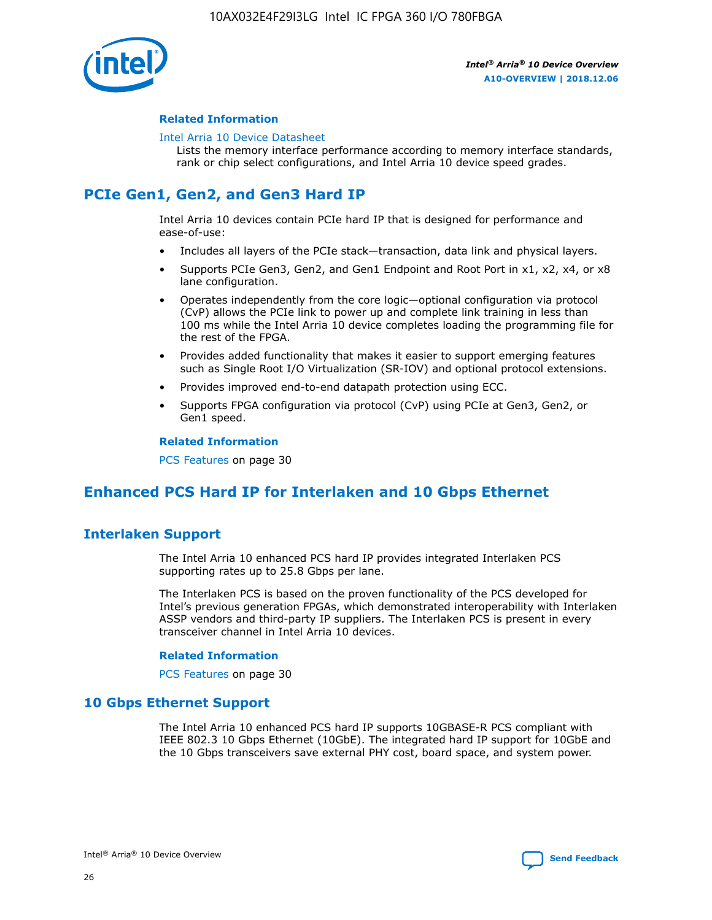### Related Information

Intel Arria 10 Device Datasheet

Lists the memory interface performance according to memory interface standards, rank or chip select configurations, and Intel Arria 10 device speed grades.

## PCIe Gen1, Gen2, and Gen3 Hard IP

Intel Arria 10 devices contain PCIe hard IP that is designed for performance and ease-of-use:

- Includes all layers of the PCIe stack—transaction, data link and physical layers.
- Supports PCIe Gen3, Gen2, and Gen1 Endpoint and Root Port in x1, x2, x4, or x8 lane configuration.
- Operates independently from the core logic—optional configuration via protocol (CvP) allows the PCIe link to power up and complete link training in less than 100 ms while the Intel Arria 10 device completes loading the programming file for the rest of the FPGA.
- Provides added functionality that makes it easier to support emerging features such as Single Root I/O Virtualization (SR-IOV) and optional protocol extensions.
- Provides improved end-to-end datapath protection using ECC.
- Supports FPGA configuration via protocol (CvP) using PCIe at Gen3, Gen2, or Gen1 speed.

### Related Information

PCS Features on page 30

## Enhanced PCS Hard IP for Interlaken and 10 Gbps Ethernet

## Interlaken Support

The Intel Arria 10 enhanced PCS hard IP provides integrated Interlaken PCS supporting rates up to 25.8 Gbps per lane.

The Interlaken PCS is based on the proven functionality of the PCS developed for Intel's previous generation FPGAs, which demonstrated interoperability with Interlaken ASSP vendors and third-party IP suppliers. The Interlaken PCS is present in every transceiver channel in Intel Arria 10 devices.

### Related Information

PCS Features on page 30

## 10 Gbps Ethernet Support

The Intel Arria 10 enhanced PCS hard IP supports 10GBASE-R PCS compliant with IEEE 802.3 10 Gbps Ethernet (10GbE). The integrated hard IP support for 10GbE and the 10 Gbps transceivers save external PHY cost, board space, and system power.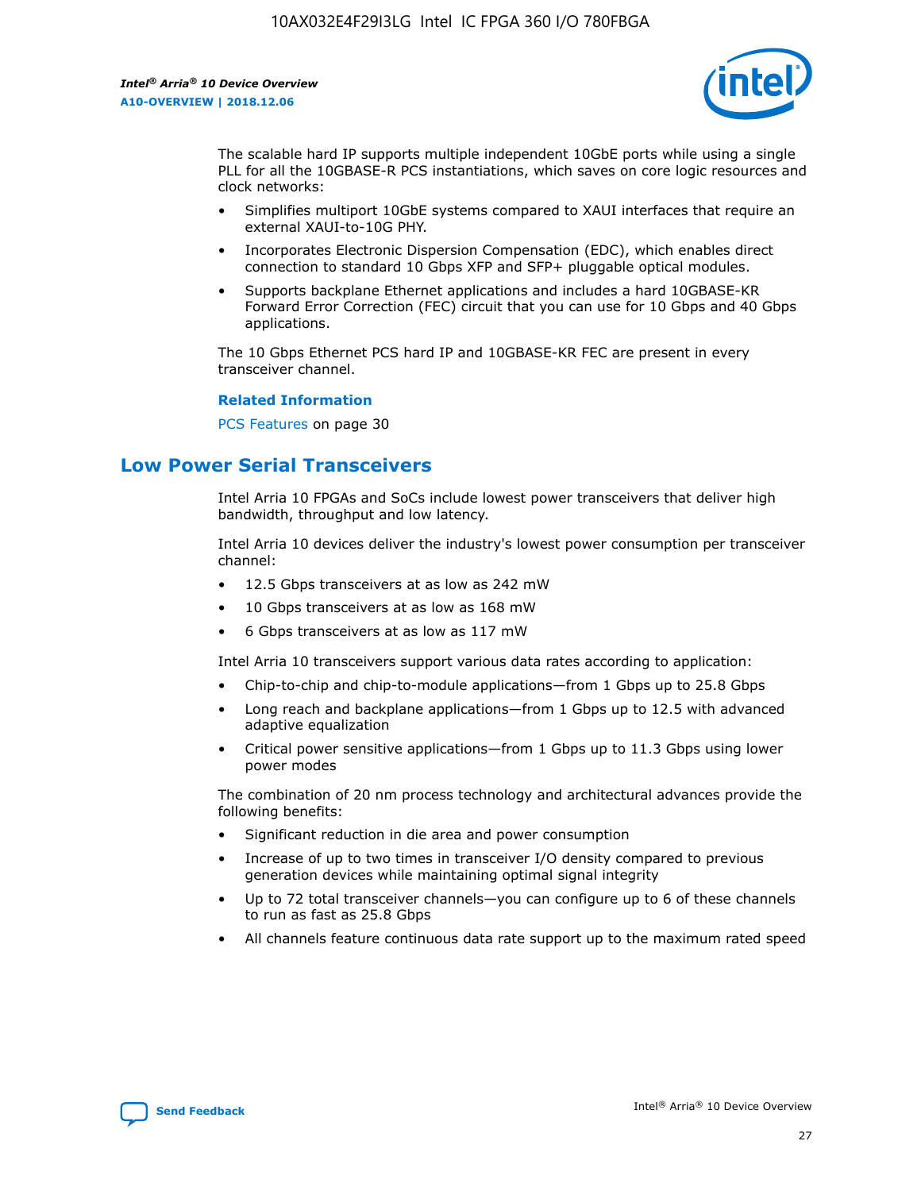The scalable hard IP supports multiple independent 10GbE ports while using a single PLL for all the 10GBASE-R PCS instantiations, which saves on core logic resources and clock networks:

- Simplifies multiport 10GbE systems compared to XAUI interfaces that require an external XAUI-to-10G PHY.
- Incorporates Electronic Dispersion Compensation (EDC), which enables direct connection to standard 10 Gbps XFP and SFP+ pluggable optical modules.
- Supports backplane Ethernet applications and includes a hard 10GBASE-KR Forward Error Correction (FEC) circuit that you can use for 10 Gbps and 40 Gbps applications.

The 10 Gbps Ethernet PCS hard IP and 10GBASE-KR FEC are present in every transceiver channel.

**Related Information**

PCS Features on page 30

## Low Power Serial Transceivers

Intel Arria 10 FPGAs and SoCs include lowest power transceivers that deliver high bandwidth, throughput and low latency.

Intel Arria 10 devices deliver the industry's lowest power consumption per transceiver channel:

- 12.5 Gbps transceivers at as low as 242 mW
- 10 Gbps transceivers at as low as 168 mW
- 6 Gbps transceivers at as low as 117 mW

Intel Arria 10 transceivers support various data rates according to application:

- Chip-to-chip and chip-to-module applications—from 1 Gbps up to 25.8 Gbps
- Long reach and backplane applications—from 1 Gbps up to 12.5 with advanced adaptive equalization
- Critical power sensitive applications—from 1 Gbps up to 11.3 Gbps using lower power modes

The combination of 20 nm process technology and architectural advances provide the following benefits:

- Significant reduction in die area and power consumption
- Increase of up to two times in transceiver I/O density compared to previous generation devices while maintaining optimal signal integrity
- Up to 72 total transceiver channels—you can configure up to 6 of these channels to run as fast as 25.8 Gbps
- All channels feature continuous data rate support up to the maximum rated speed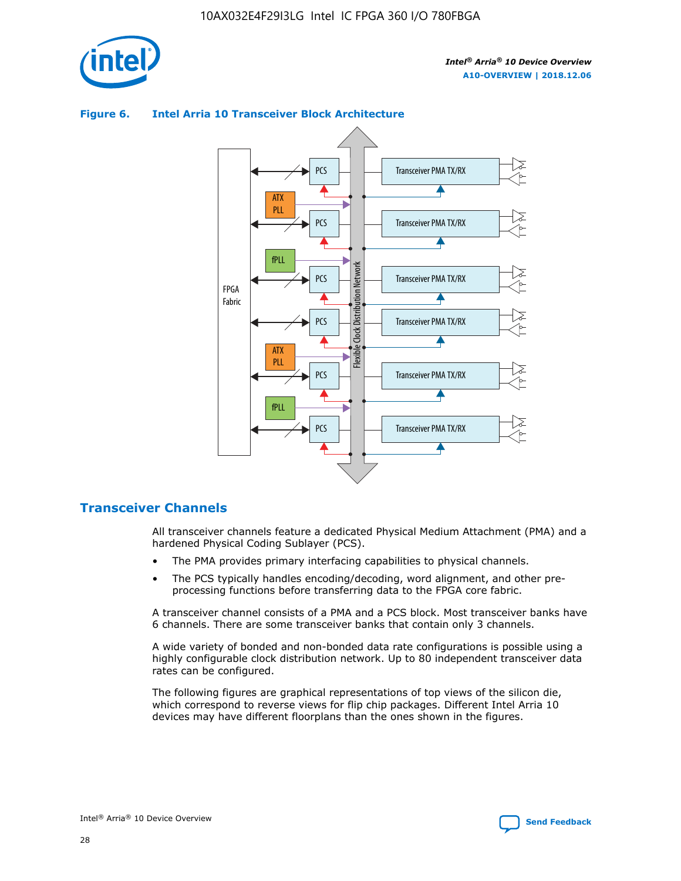**Figure 6. Intel Arria 10 Transceiver Block Architecture**

## Transceiver Channels

All transceiver channels feature a dedicated Physical Medium Attachment (PMA) and a hardened Physical Coding Sublayer (PCS).

- The PMA provides primary interfacing capabilities to physical channels.
- The PCS typically handles encoding/decoding, word alignment, and other pre-processing functions before transferring data to the FPGA core fabric.

A transceiver channel consists of a PMA and a PCS block. Most transceiver banks have 6 channels. There are some transceiver banks that contain only 3 channels.

A wide variety of bonded and non-bonded data rate configurations is possible using a highly configurable clock distribution network. Up to 80 independent transceiver data rates can be configured.

The following figures are graphical representations of top views of the silicon die, which correspond to reverse views for flip chip packages. Different Intel Arria 10 devices may have different floorplans than the ones shown in the figures.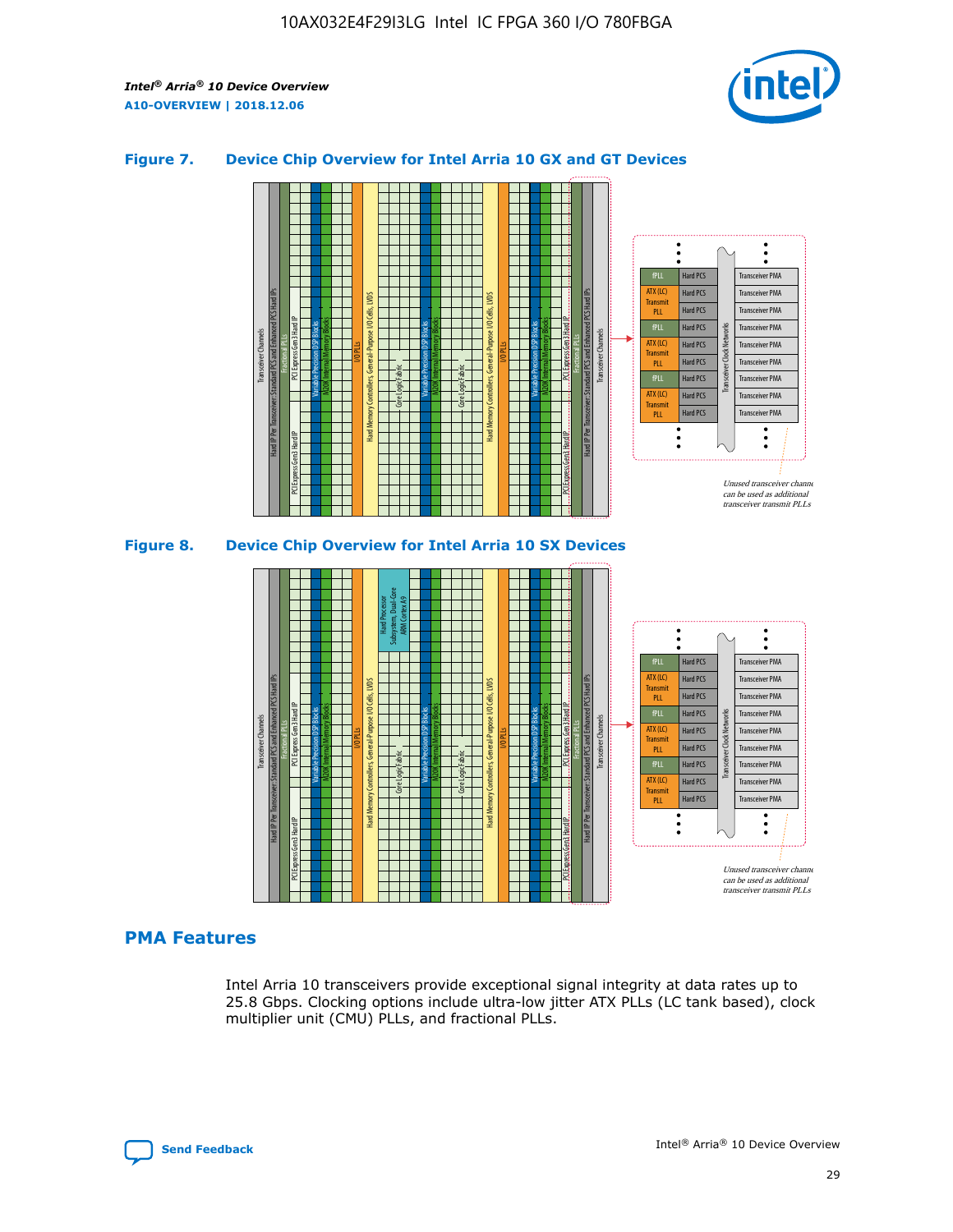### Figure 7. Device Chip Overview for Intel Arria 10 GX and GT Devices

### Figure 8. Device Chip Overview for Intel Arria 10 SX Devices

## PMA Features

Intel Arria 10 transceivers provide exceptional signal integrity at data rates up to 25.8 Gbps. Clocking options include ultra-low jitter ATX PLLs (LC tank based), clock multiplier unit (CMU) PLLs, and fractional PLLs.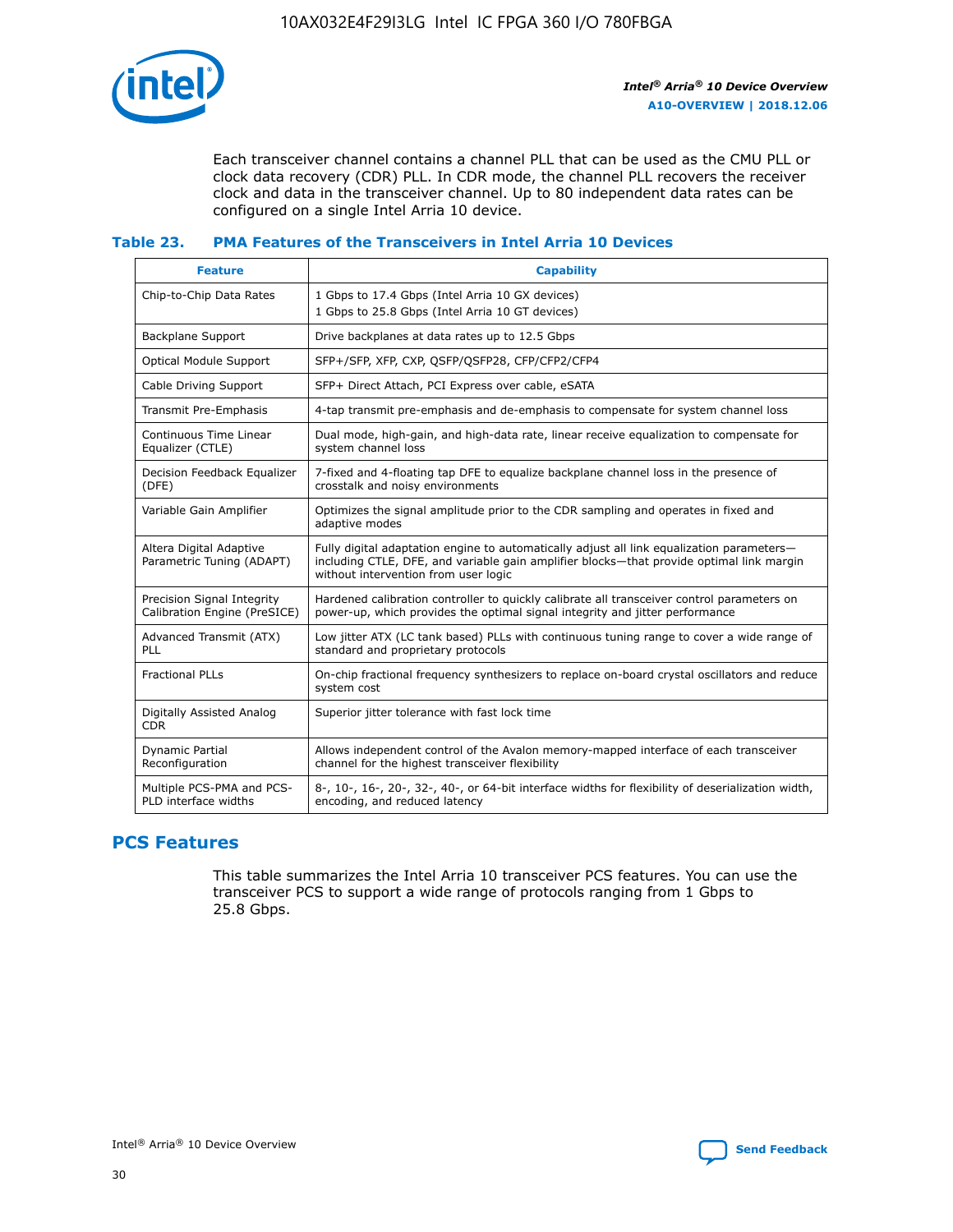Each transceiver channel contains a channel PLL that can be used as the CMU PLL or clock data recovery (CDR) PLL. In CDR mode, the channel PLL recovers the receiver clock and data in the transceiver channel. Up to 80 independent data rates can be configured on a single Intel Arria 10 device.

### Table 23. PMA Features of the Transceivers in Intel Arria 10 Devices

| Feature | Capability |
|---|---|
| Chip-to-Chip Data Rates | 1 Gbps to 17.4 Gbps (Intel Arria 10 GX devices)<br>1 Gbps to 25.8 Gbps (Intel Arria 10 GT devices) |
| Backplane Support | Drive backplanes at data rates up to 12.5 Gbps |
| Optical Module Support | SFP+/SFP, XFP, CXP, QSFP/QSFP28, CFP/CFP2/CFP4 |
| Cable Driving Support | SFP+ Direct Attach, PCI Express over cable, eSATA |
| Transmit Pre-Emphasis | 4-tap transmit pre-emphasis and de-emphasis to compensate for system channel loss |
| Continuous Time Linear Equalizer (CTLE) | Dual mode, high-gain, and high-data rate, linear receive equalization to compensate for system channel loss |
| Decision Feedback Equalizer (DFE) | 7-fixed and 4-floating tap DFE to equalize backplane channel loss in the presence of crosstalk and noisy environments |
| Variable Gain Amplifier | Optimizes the signal amplitude prior to the CDR sampling and operates in fixed and adaptive modes |
| Altera Digital Adaptive Parametric Tuning (ADAPT) | Fully digital adaptation engine to automatically adjust all link equalization parameters—including CTLE, DFE, and variable gain amplifier blocks—that provide optimal link margin without intervention from user logic |
| Precision Signal Integrity Calibration Engine (PreSICE) | Hardened calibration controller to quickly calibrate all transceiver control parameters on power-up, which provides the optimal signal integrity and jitter performance |
| Advanced Transmit (ATX) PLL | Low jitter ATX (LC tank based) PLLs with continuous tuning range to cover a wide range of standard and proprietary protocols |
| Fractional PLLs | On-chip fractional frequency synthesizers to replace on-board crystal oscillators and reduce system cost |
| Digitally Assisted Analog CDR | Superior jitter tolerance with fast lock time |
| Dynamic Partial Reconfiguration | Allows independent control of the Avalon memory-mapped interface of each transceiver channel for the highest transceiver flexibility |
| Multiple PCS-PMA and PCS-PLD interface widths | 8-, 10-, 16-, 20-, 32-, 40-, or 64-bit interface widths for flexibility of deserialization width, encoding, and reduced latency |

## PCS Features

This table summarizes the Intel Arria 10 transceiver PCS features. You can use the transceiver PCS to support a wide range of protocols ranging from 1 Gbps to 25.8 Gbps.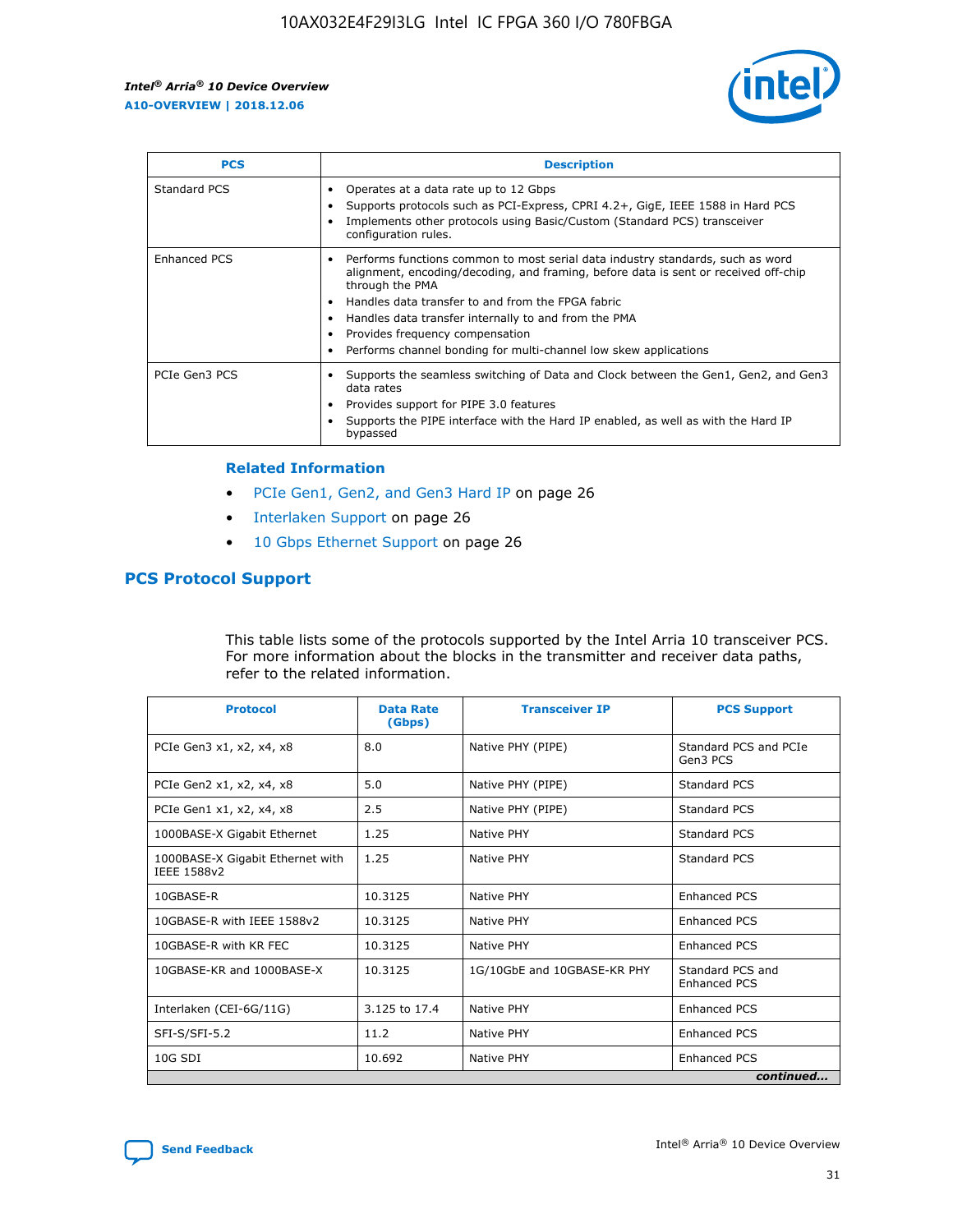| PCS | Description |
| --- | --- |
| Standard PCS | • Operates at a data rate up to 12 Gbps<br>• Supports protocols such as PCI-Express, CPRI 4.2+, GigE, IEEE 1588 in Hard PCS<br>• Implements other protocols using Basic/Custom (Standard PCS) transceiver configuration rules. |
| Enhanced PCS | • Performs functions common to most serial data industry standards, such as word alignment, encoding/decoding, and framing, before data is sent or received off-chip through the PMA<br>• Handles data transfer to and from the FPGA fabric<br>• Handles data transfer internally to and from the PMA<br>• Provides frequency compensation<br>• Performs channel bonding for multi-channel low skew applications |
| PCIe Gen3 PCS | • Supports the seamless switching of Data and Clock between the Gen1, Gen2, and Gen3 data rates<br>• Provides support for PIPE 3.0 features<br>• Supports the PIPE interface with the Hard IP enabled, as well as with the Hard IP bypassed |

### Related Information

- PCIe Gen1, Gen2, and Gen3 Hard IP on page 26
- Interlaken Support on page 26
- 10 Gbps Ethernet Support on page 26

## PCS Protocol Support

This table lists some of the protocols supported by the Intel Arria 10 transceiver PCS. For more information about the blocks in the transmitter and receiver data paths, refer to the related information.

| Protocol | Data Rate (Gbps) | Transceiver IP | PCS Support |
| --- | --- | --- | --- |
| PCIe Gen3 x1, x2, x4, x8 | 8.0 | Native PHY (PIPE) | Standard PCS and PCIe Gen3 PCS |
| PCIe Gen2 x1, x2, x4, x8 | 5.0 | Native PHY (PIPE) | Standard PCS |
| PCIe Gen1 x1, x2, x4, x8 | 2.5 | Native PHY (PIPE) | Standard PCS |
| 1000BASE-X Gigabit Ethernet | 1.25 | Native PHY | Standard PCS |
| 1000BASE-X Gigabit Ethernet with IEEE 1588v2 | 1.25 | Native PHY | Standard PCS |
| 10GBASE-R | 10.3125 | Native PHY | Enhanced PCS |
| 10GBASE-R with IEEE 1588v2 | 10.3125 | Native PHY | Enhanced PCS |
| 10GBASE-R with KR FEC | 10.3125 | Native PHY | Enhanced PCS |
| 10GBASE-KR and 1000BASE-X | 10.3125 | 1G/10GbE and 10GBASE-KR PHY | Standard PCS and Enhanced PCS |
| Interlaken (CEI-6G/11G) | 3.125 to 17.4 | Native PHY | Enhanced PCS |
| SFI-S/SFI-5.2 | 11.2 | Native PHY | Enhanced PCS |
| 10G SDI | 10.692 | Native PHY | Enhanced PCS |

*continued...*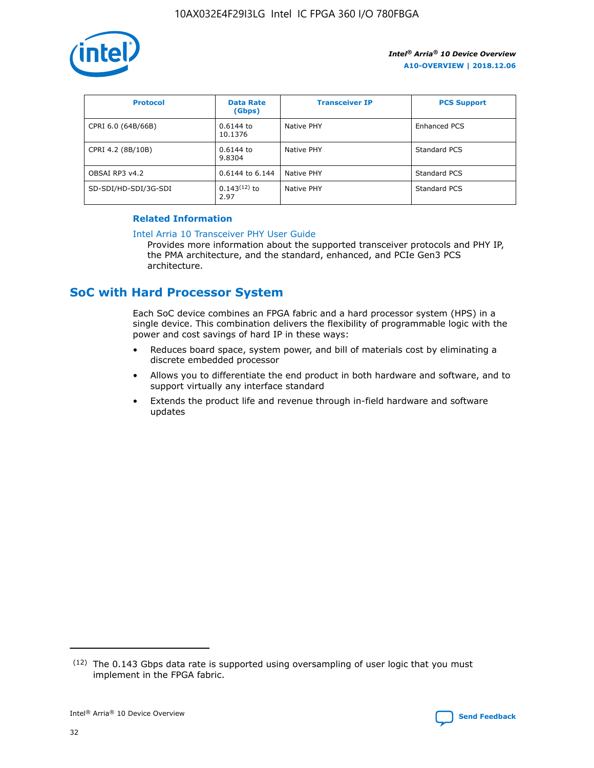| Protocol | Data Rate (Gbps) | Transceiver IP | PCS Support |
| --- | --- | --- | --- |
| CPRI 6.0 (64B/66B) | 0.6144 to 10.1376 | Native PHY | Enhanced PCS |
| CPRI 4.2 (8B/10B) | 0.6144 to 9.8304 | Native PHY | Standard PCS |
| OBSAI RP3 v4.2 | 0.6144 to 6.144 | Native PHY | Standard PCS |
| SD-SDI/HD-SDI/3G-SDI | 0.143[12] to 2.97 | Native PHY | Standard PCS |

### Related Information

Intel Arria 10 Transceiver PHY User Guide

Provides more information about the supported transceiver protocols and PHY IP, the PMA architecture, and the standard, enhanced, and PCIe Gen3 PCS architecture.

## SoC with Hard Processor System

Each SoC device combines an FPGA fabric and a hard processor system (HPS) in a single device. This combination delivers the flexibility of programmable logic with the power and cost savings of hard IP in these ways:

- Reduces board space, system power, and bill of materials cost by eliminating a discrete embedded processor
- Allows you to differentiate the end product in both hardware and software, and to support virtually any interface standard
- Extends the product life and revenue through in-field hardware and software updates

(12) The 0.143 Gbps data rate is supported using oversampling of user logic that you must implement in the FPGA fabric.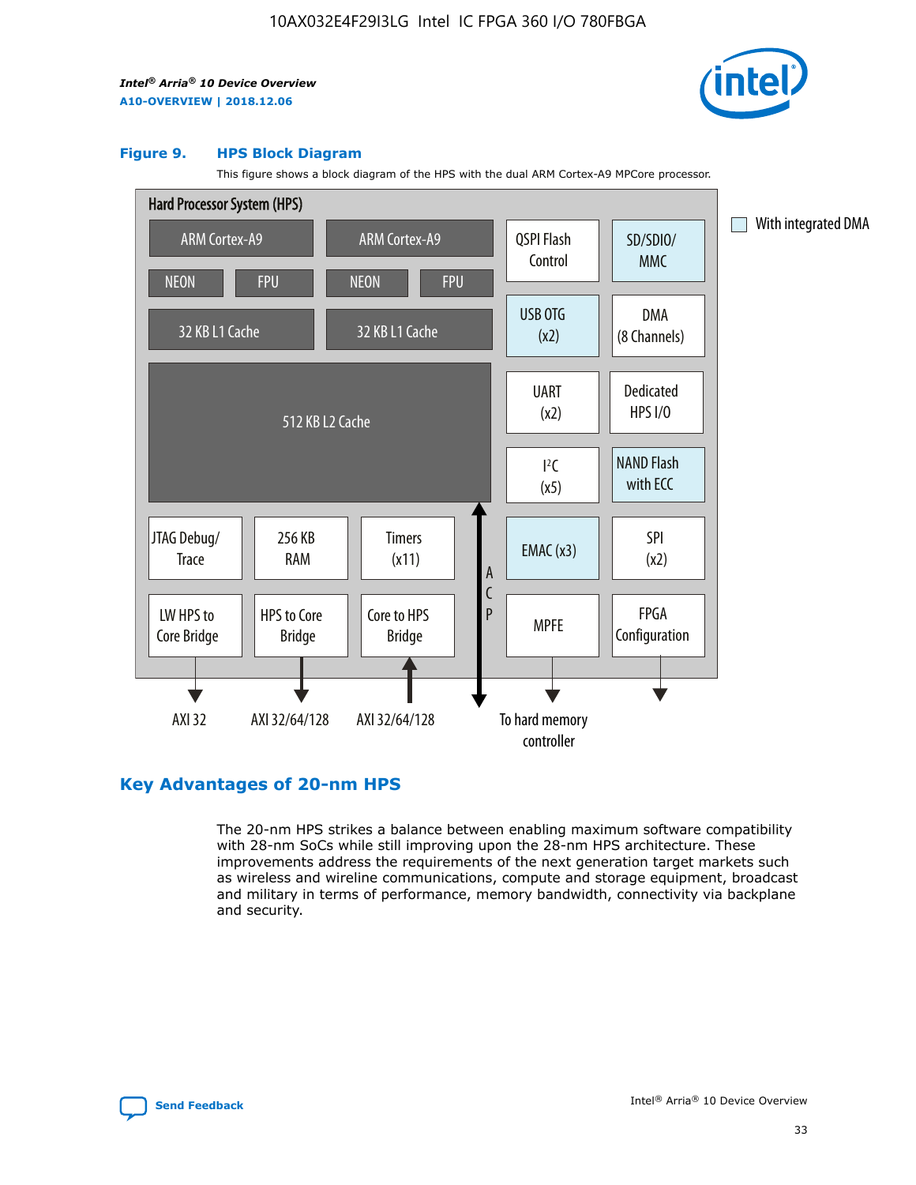#### Figure 9. HPS Block Diagram

This figure shows a block diagram of the HPS with the dual ARM Cortex-A9 MPCore processor.

Hard Processor System (HPS)

ARM Cortex-A9 | ARM Cortex-A9 | QSPI Flash Control | SD/SDIO/ MMC

NEON | FPU | NEON | FPU

32 KB L1 Cache | 32 KB L1 Cache | USB OTG (x2) | DMA (8 Channels)

512 KB L2 Cache | UART (x2) | Dedicated HPS I/O | I²C (x5) | NAND Flash with ECC

JTAG Debug/ Trace | 256 KB RAM | Timers (x11) | ACP | EMAC (x3) | SPI (x2)

LW HPS to Core Bridge | HPS to Core Bridge | Core to HPS Bridge | MPFE | FPGA Configuration

AXI 32 | AXI 32/64/128 | AXI 32/64/128 | To hard memory controller

With integrated DMA

## Key Advantages of 20-nm HPS

The 20-nm HPS strikes a balance between enabling maximum software compatibility with 28-nm SoCs while still improving upon the 28-nm HPS architecture. These improvements address the requirements of the next generation target markets such as wireless and wireline communications, compute and storage equipment, broadcast and military in terms of performance, memory bandwidth, connectivity via backplane and security.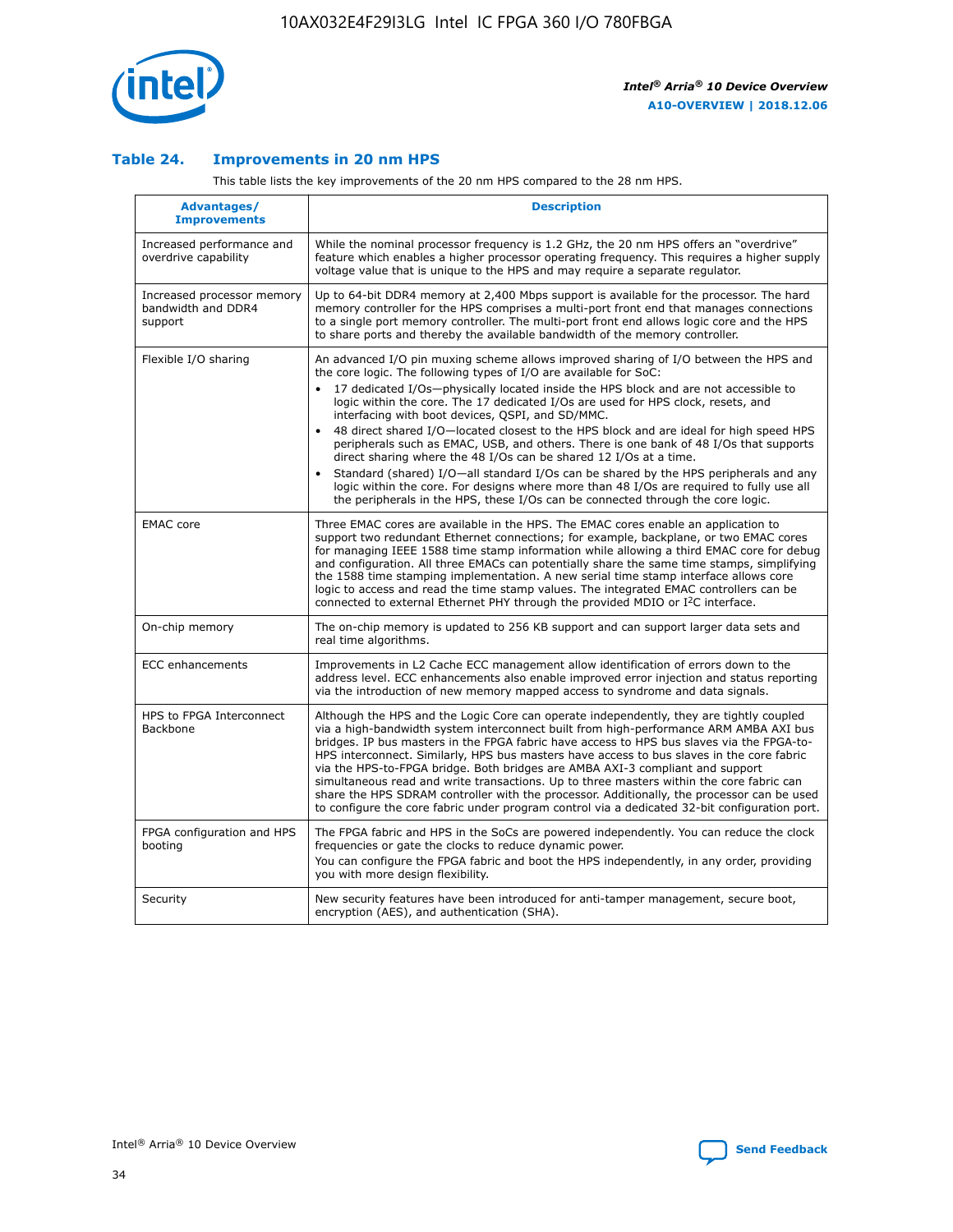### Table 24. Improvements in 20 nm HPS

This table lists the key improvements of the 20 nm HPS compared to the 28 nm HPS.

| Advantages/ Improvements | Description |
|---|---|
| Increased performance and overdrive capability | While the nominal processor frequency is 1.2 GHz, the 20 nm HPS offers an "overdrive" feature which enables a higher processor operating frequency. This requires a higher supply voltage value that is unique to the HPS and may require a separate regulator. |
| Increased processor memory bandwidth and DDR4 support | Up to 64-bit DDR4 memory at 2,400 Mbps support is available for the processor. The hard memory controller for the HPS comprises a multi-port front end that manages connections to a single port memory controller. The multi-port front end allows logic core and the HPS to share ports and thereby the available bandwidth of the memory controller. |
| Flexible I/O sharing | An advanced I/O pin muxing scheme allows improved sharing of I/O between the HPS and the core logic. The following types of I/O are available for SoC:<br>• 17 dedicated I/Os—physically located inside the HPS block and are not accessible to logic within the core. The 17 dedicated I/Os are used for HPS clock, resets, and interfacing with boot devices, QSPI, and SD/MMC.<br>• 48 direct shared I/O—located closest to the HPS block and are ideal for high speed HPS peripherals such as EMAC, USB, and others. There is one bank of 48 I/Os that supports direct sharing where the 48 I/Os can be shared 12 I/Os at a time.<br>• Standard (shared) I/O—all standard I/Os can be shared by the HPS peripherals and any logic within the core. For designs where more than 48 I/Os are required to fully use all the peripherals in the HPS, these I/Os can be connected through the core logic. |
| EMAC core | Three EMAC cores are available in the HPS. The EMAC cores enable an application to support two redundant Ethernet connections; for example, backplane, or two EMAC cores for managing IEEE 1588 time stamp information while allowing a third EMAC core for debug and configuration. All three EMACs can potentially share the same time stamps, simplifying the 1588 time stamping implementation. A new serial time stamp interface allows core logic to access and read the time stamp values. The integrated EMAC controllers can be connected to external Ethernet PHY through the provided MDIO or I²C interface. |
| On-chip memory | The on-chip memory is updated to 256 KB support and can support larger data sets and real time algorithms. |
| ECC enhancements | Improvements in L2 Cache ECC management allow identification of errors down to the address level. ECC enhancements also enable improved error injection and status reporting via the introduction of new memory mapped access to syndrome and data signals. |
| HPS to FPGA Interconnect Backbone | Although the HPS and the Logic Core can operate independently, they are tightly coupled via a high-bandwidth system interconnect built from high-performance ARM AMBA AXI bus bridges. IP bus masters in the FPGA fabric have access to HPS bus slaves via the FPGA-to-HPS interconnect. Similarly, HPS bus masters have access to bus slaves in the core fabric via the HPS-to-FPGA bridge. Both bridges are AMBA AXI-3 compliant and support simultaneous read and write transactions. Up to three masters within the core fabric can share the HPS SDRAM controller with the processor. Additionally, the processor can be used to configure the core fabric under program control via a dedicated 32-bit configuration port. |
| FPGA configuration and HPS booting | The FPGA fabric and HPS in the SoCs are powered independently. You can reduce the clock frequencies or gate the clocks to reduce dynamic power.<br>You can configure the FPGA fabric and boot the HPS independently, in any order, providing you with more design flexibility. |
| Security | New security features have been introduced for anti-tamper management, secure boot, encryption (AES), and authentication (SHA). |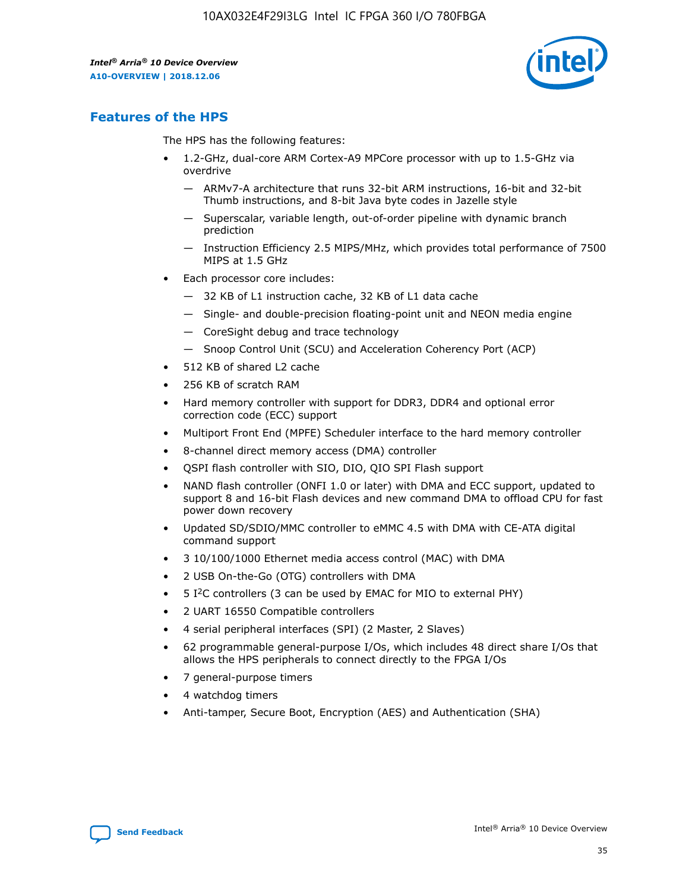## Features of the HPS

The HPS has the following features:

- 1.2-GHz, dual-core ARM Cortex-A9 MPCore processor with up to 1.5-GHz via overdrive
  - — ARMv7-A architecture that runs 32-bit ARM instructions, 16-bit and 32-bit Thumb instructions, and 8-bit Java byte codes in Jazelle style
  - — Superscalar, variable length, out-of-order pipeline with dynamic branch prediction
  - — Instruction Efficiency 2.5 MIPS/MHz, which provides total performance of 7500 MIPS at 1.5 GHz
- Each processor core includes:
  - — 32 KB of L1 instruction cache, 32 KB of L1 data cache
  - — Single- and double-precision floating-point unit and NEON media engine
  - — CoreSight debug and trace technology
  - — Snoop Control Unit (SCU) and Acceleration Coherency Port (ACP)
- 512 KB of shared L2 cache
- 256 KB of scratch RAM
- Hard memory controller with support for DDR3, DDR4 and optional error correction code (ECC) support
- Multiport Front End (MPFE) Scheduler interface to the hard memory controller
- 8-channel direct memory access (DMA) controller
- QSPI flash controller with SIO, DIO, QIO SPI Flash support
- NAND flash controller (ONFI 1.0 or later) with DMA and ECC support, updated to support 8 and 16-bit Flash devices and new command DMA to offload CPU for fast power down recovery
- Updated SD/SDIO/MMC controller to eMMC 4.5 with DMA with CE-ATA digital command support
- 3 10/100/1000 Ethernet media access control (MAC) with DMA
- 2 USB On-the-Go (OTG) controllers with DMA
- 5 I²C controllers (3 can be used by EMAC for MIO to external PHY)
- 2 UART 16550 Compatible controllers
- 4 serial peripheral interfaces (SPI) (2 Master, 2 Slaves)
- 62 programmable general-purpose I/Os, which includes 48 direct share I/Os that allows the HPS peripherals to connect directly to the FPGA I/Os
- 7 general-purpose timers
- 4 watchdog timers
- Anti-tamper, Secure Boot, Encryption (AES) and Authentication (SHA)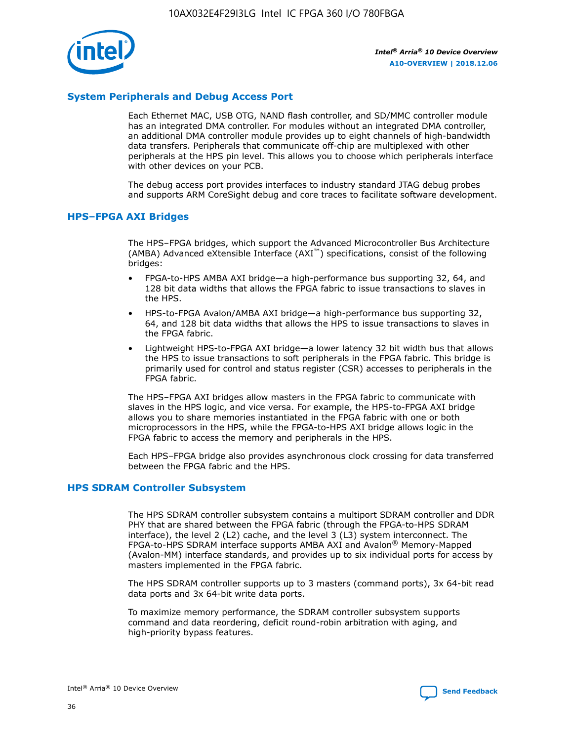## System Peripherals and Debug Access Port

Each Ethernet MAC, USB OTG, NAND flash controller, and SD/MMC controller module has an integrated DMA controller. For modules without an integrated DMA controller, an additional DMA controller module provides up to eight channels of high-bandwidth data transfers. Peripherals that communicate off-chip are multiplexed with other peripherals at the HPS pin level. This allows you to choose which peripherals interface with other devices on your PCB.

The debug access port provides interfaces to industry standard JTAG debug probes and supports ARM CoreSight debug and core traces to facilitate software development.

## HPS–FPGA AXI Bridges

The HPS–FPGA bridges, which support the Advanced Microcontroller Bus Architecture (AMBA) Advanced eXtensible Interface (AXI™) specifications, consist of the following bridges:

- FPGA-to-HPS AMBA AXI bridge—a high-performance bus supporting 32, 64, and 128 bit data widths that allows the FPGA fabric to issue transactions to slaves in the HPS.
- HPS-to-FPGA Avalon/AMBA AXI bridge—a high-performance bus supporting 32, 64, and 128 bit data widths that allows the HPS to issue transactions to slaves in the FPGA fabric.
- Lightweight HPS-to-FPGA AXI bridge—a lower latency 32 bit width bus that allows the HPS to issue transactions to soft peripherals in the FPGA fabric. This bridge is primarily used for control and status register (CSR) accesses to peripherals in the FPGA fabric.

The HPS–FPGA AXI bridges allow masters in the FPGA fabric to communicate with slaves in the HPS logic, and vice versa. For example, the HPS-to-FPGA AXI bridge allows you to share memories instantiated in the FPGA fabric with one or both microprocessors in the HPS, while the FPGA-to-HPS AXI bridge allows logic in the FPGA fabric to access the memory and peripherals in the HPS.

Each HPS–FPGA bridge also provides asynchronous clock crossing for data transferred between the FPGA fabric and the HPS.

## HPS SDRAM Controller Subsystem

The HPS SDRAM controller subsystem contains a multiport SDRAM controller and DDR PHY that are shared between the FPGA fabric (through the FPGA-to-HPS SDRAM interface), the level 2 (L2) cache, and the level 3 (L3) system interconnect. The FPGA-to-HPS SDRAM interface supports AMBA AXI and Avalon® Memory-Mapped (Avalon-MM) interface standards, and provides up to six individual ports for access by masters implemented in the FPGA fabric.

The HPS SDRAM controller supports up to 3 masters (command ports), 3x 64-bit read data ports and 3x 64-bit write data ports.

To maximize memory performance, the SDRAM controller subsystem supports command and data reordering, deficit round-robin arbitration with aging, and high-priority bypass features.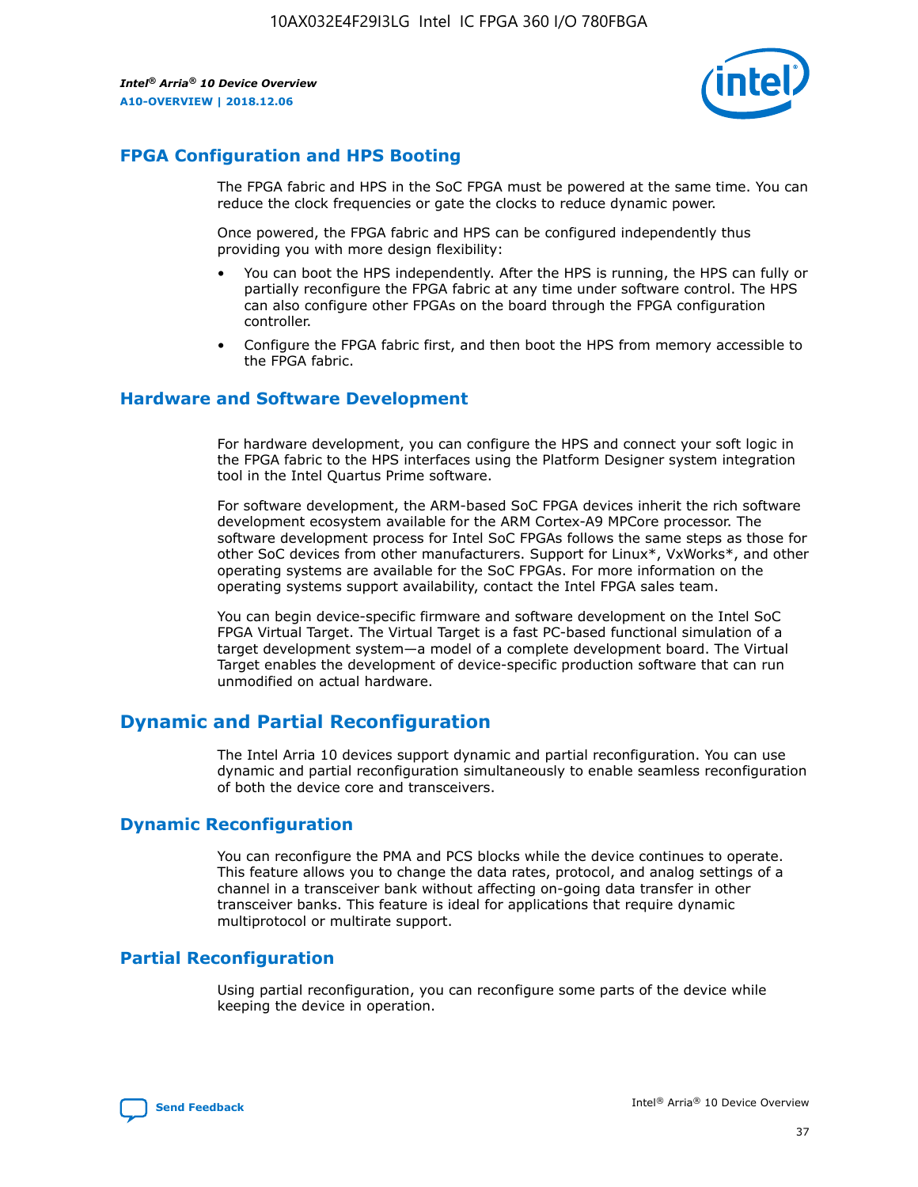## FPGA Configuration and HPS Booting

The FPGA fabric and HPS in the SoC FPGA must be powered at the same time. You can reduce the clock frequencies or gate the clocks to reduce dynamic power.

Once powered, the FPGA fabric and HPS can be configured independently thus providing you with more design flexibility:

- You can boot the HPS independently. After the HPS is running, the HPS can fully or partially reconfigure the FPGA fabric at any time under software control. The HPS can also configure other FPGAs on the board through the FPGA configuration controller.
- Configure the FPGA fabric first, and then boot the HPS from memory accessible to the FPGA fabric.

## Hardware and Software Development

For hardware development, you can configure the HPS and connect your soft logic in the FPGA fabric to the HPS interfaces using the Platform Designer system integration tool in the Intel Quartus Prime software.

For software development, the ARM-based SoC FPGA devices inherit the rich software development ecosystem available for the ARM Cortex-A9 MPCore processor. The software development process for Intel SoC FPGAs follows the same steps as those for other SoC devices from other manufacturers. Support for Linux*, VxWorks*, and other operating systems are available for the SoC FPGAs. For more information on the operating systems support availability, contact the Intel FPGA sales team.

You can begin device-specific firmware and software development on the Intel SoC FPGA Virtual Target. The Virtual Target is a fast PC-based functional simulation of a target development system—a model of a complete development board. The Virtual Target enables the development of device-specific production software that can run unmodified on actual hardware.

# Dynamic and Partial Reconfiguration

The Intel Arria 10 devices support dynamic and partial reconfiguration. You can use dynamic and partial reconfiguration simultaneously to enable seamless reconfiguration of both the device core and transceivers.

## Dynamic Reconfiguration

You can reconfigure the PMA and PCS blocks while the device continues to operate. This feature allows you to change the data rates, protocol, and analog settings of a channel in a transceiver bank without affecting on-going data transfer in other transceiver banks. This feature is ideal for applications that require dynamic multiprotocol or multirate support.

## Partial Reconfiguration

Using partial reconfiguration, you can reconfigure some parts of the device while keeping the device in operation.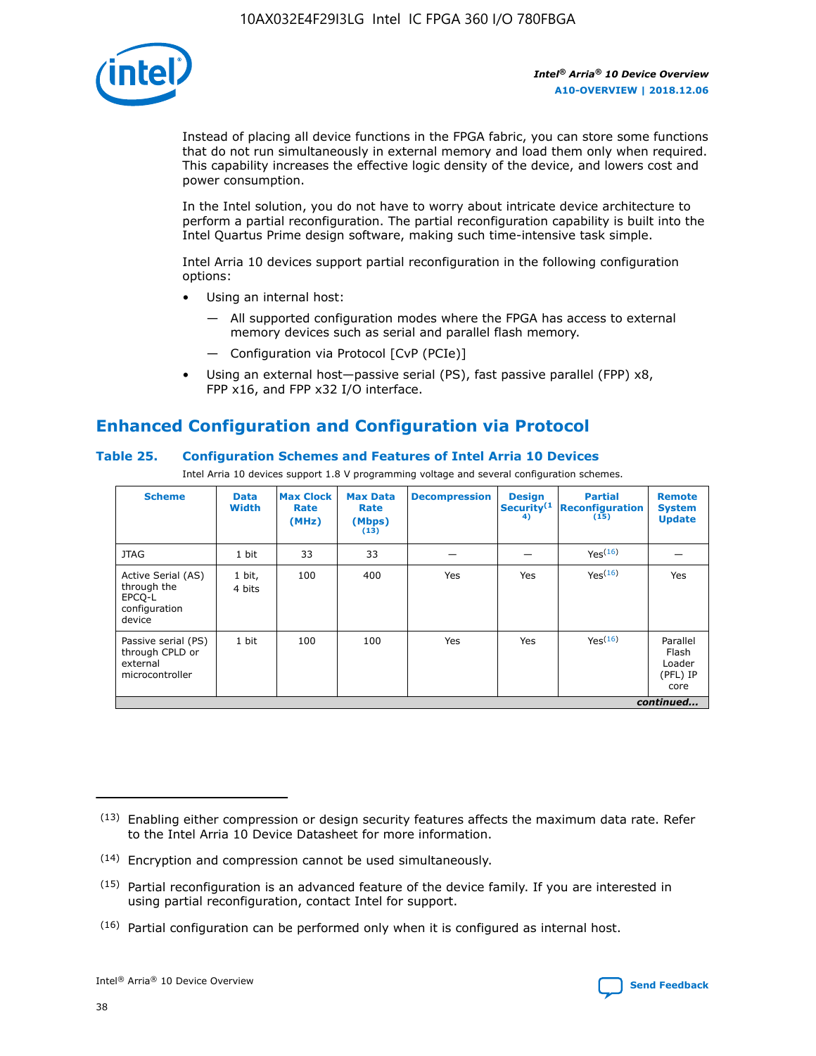Instead of placing all device functions in the FPGA fabric, you can store some functions that do not run simultaneously in external memory and load them only when required. This capability increases the effective logic density of the device, and lowers cost and power consumption.

In the Intel solution, you do not have to worry about intricate device architecture to perform a partial reconfiguration. The partial reconfiguration capability is built into the Intel Quartus Prime design software, making such time-intensive task simple.

Intel Arria 10 devices support partial reconfiguration in the following configuration options:

- Using an internal host:
  - — All supported configuration modes where the FPGA has access to external memory devices such as serial and parallel flash memory.
  - — Configuration via Protocol [CvP (PCIe)]
- Using an external host—passive serial (PS), fast passive parallel (FPP) x8, FPP x16, and FPP x32 I/O interface.

## Enhanced Configuration and Configuration via Protocol

### Table 25. Configuration Schemes and Features of Intel Arria 10 Devices

Intel Arria 10 devices support 1.8 V programming voltage and several configuration schemes.

| Scheme | Data Width | Max Clock Rate (MHz) | Max Data Rate (Mbps) (13) | Decompression | Design Security(14) | Partial Reconfiguration (15) | Remote System Update |
|---|---|---|---|---|---|---|---|
| JTAG | 1 bit | 33 | 33 | — | — | Yes(16) | — |
| Active Serial (AS) through the EPCQ-L configuration device | 1 bit, 4 bits | 100 | 400 | Yes | Yes | Yes(16) | Yes |
| Passive serial (PS) through CPLD or external microcontroller | 1 bit | 100 | 100 | Yes | Yes | Yes(16) | Parallel Flash Loader (PFL) IP core |

*continued...*

(13) Enabling either compression or design security features affects the maximum data rate. Refer to the Intel Arria 10 Device Datasheet for more information.

(14) Encryption and compression cannot be used simultaneously.

(15) Partial reconfiguration is an advanced feature of the device family. If you are interested in using partial reconfiguration, contact Intel for support.

(16) Partial configuration can be performed only when it is configured as internal host.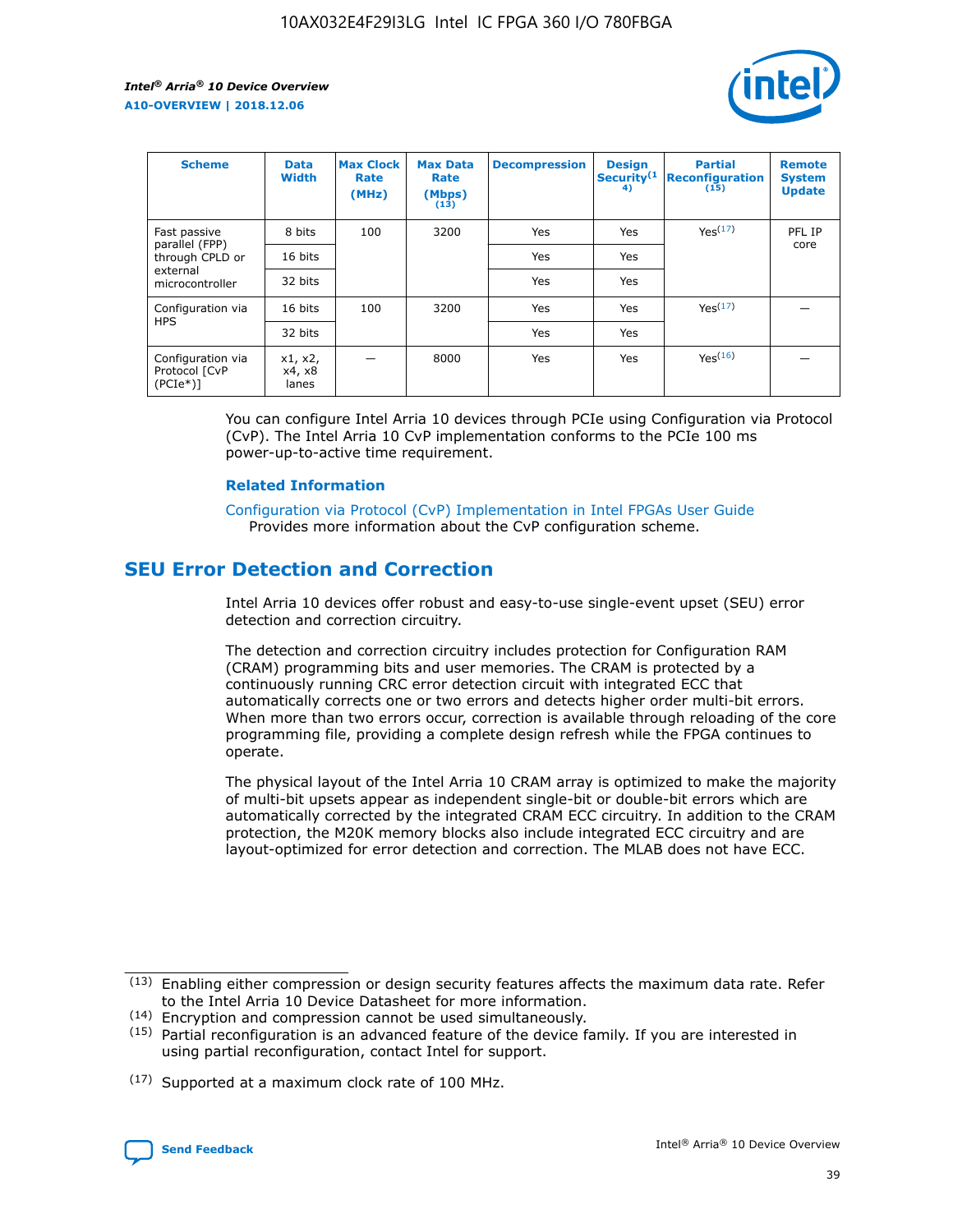| Scheme | Data Width | Max Clock Rate (MHz) | Max Data Rate (Mbps) (13) | Decompression | Design Security(14) | Partial Reconfiguration (15) | Remote System Update |
|---|---|---|---|---|---|---|---|
| Fast passive parallel (FPP) through CPLD or external microcontroller | 8 bits | 100 | 3200 | Yes | Yes | Yes(17) | PFL IP core |
| | 16 bits | | | Yes | Yes | | |
| | 32 bits | | | Yes | Yes | | |
| Configuration via HPS | 16 bits | 100 | 3200 | Yes | Yes | Yes(17) | — |
| | 32 bits | | | Yes | Yes | | |
| Configuration via Protocol [CvP (PCIe*)] | x1, x2, x4, x8 lanes | — | 8000 | Yes | Yes | Yes(16) | — |

You can configure Intel Arria 10 devices through PCIe using Configuration via Protocol (CvP). The Intel Arria 10 CvP implementation conforms to the PCIe 100 ms power-up-to-active time requirement.

**Related Information**

Configuration via Protocol (CvP) Implementation in Intel FPGAs User Guide
Provides more information about the CvP configuration scheme.

## SEU Error Detection and Correction

Intel Arria 10 devices offer robust and easy-to-use single-event upset (SEU) error detection and correction circuitry.

The detection and correction circuitry includes protection for Configuration RAM (CRAM) programming bits and user memories. The CRAM is protected by a continuously running CRC error detection circuit with integrated ECC that automatically corrects one or two errors and detects higher order multi-bit errors. When more than two errors occur, correction is available through reloading of the core programming file, providing a complete design refresh while the FPGA continues to operate.

The physical layout of the Intel Arria 10 CRAM array is optimized to make the majority of multi-bit upsets appear as independent single-bit or double-bit errors which are automatically corrected by the integrated CRAM ECC circuitry. In addition to the CRAM protection, the M20K memory blocks also include integrated ECC circuitry and are layout-optimized for error detection and correction. The MLAB does not have ECC.

(13) Enabling either compression or design security features affects the maximum data rate. Refer to the Intel Arria 10 Device Datasheet for more information.
(14) Encryption and compression cannot be used simultaneously.
(15) Partial reconfiguration is an advanced feature of the device family. If you are interested in using partial reconfiguration, contact Intel for support.

(17) Supported at a maximum clock rate of 100 MHz.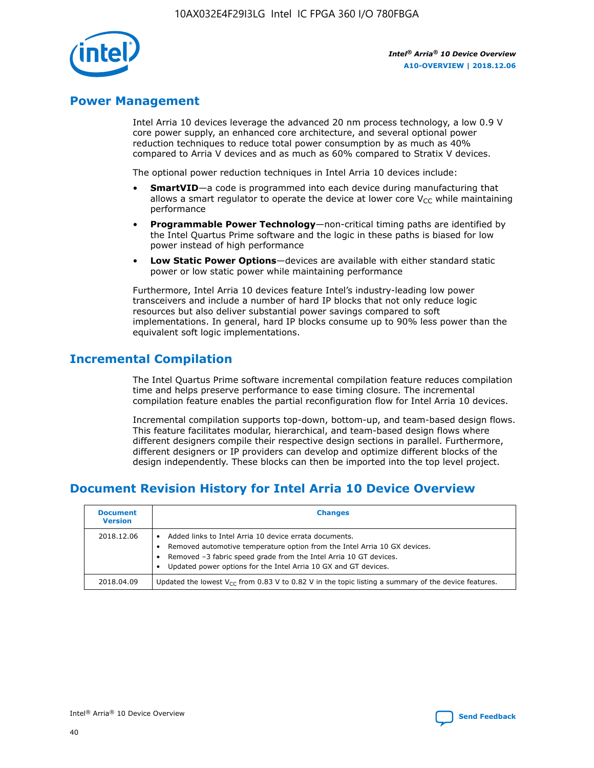## Power Management

Intel Arria 10 devices leverage the advanced 20 nm process technology, a low 0.9 V core power supply, an enhanced core architecture, and several optional power reduction techniques to reduce total power consumption by as much as 40% compared to Arria V devices and as much as 60% compared to Stratix V devices.

The optional power reduction techniques in Intel Arria 10 devices include:

- **SmartVID**—a code is programmed into each device during manufacturing that allows a smart regulator to operate the device at lower core $V_{CC}$ while maintaining performance
- **Programmable Power Technology**—non-critical timing paths are identified by the Intel Quartus Prime software and the logic in these paths is biased for low power instead of high performance
- **Low Static Power Options**—devices are available with either standard static power or low static power while maintaining performance

Furthermore, Intel Arria 10 devices feature Intel's industry-leading low power transceivers and include a number of hard IP blocks that not only reduce logic resources but also deliver substantial power savings compared to soft implementations. In general, hard IP blocks consume up to 90% less power than the equivalent soft logic implementations.

## Incremental Compilation

The Intel Quartus Prime software incremental compilation feature reduces compilation time and helps preserve performance to ease timing closure. The incremental compilation feature enables the partial reconfiguration flow for Intel Arria 10 devices.

Incremental compilation supports top-down, bottom-up, and team-based design flows. This feature facilitates modular, hierarchical, and team-based design flows where different designers compile their respective design sections in parallel. Furthermore, different designers or IP providers can develop and optimize different blocks of the design independently. These blocks can then be imported into the top level project.

## Document Revision History for Intel Arria 10 Device Overview

| Document Version | Changes |
|---|---|
| 2018.12.06 | • Added links to Intel Arria 10 device errata documents.<br>• Removed automotive temperature option from the Intel Arria 10 GX devices.<br>• Removed –3 fabric speed grade from the Intel Arria 10 GT devices.<br>• Updated power options for the Intel Arria 10 GX and GT devices. |
| 2018.04.09 | Updated the lowest $V_{CC}$ from 0.83 V to 0.82 V in the topic listing a summary of the device features. |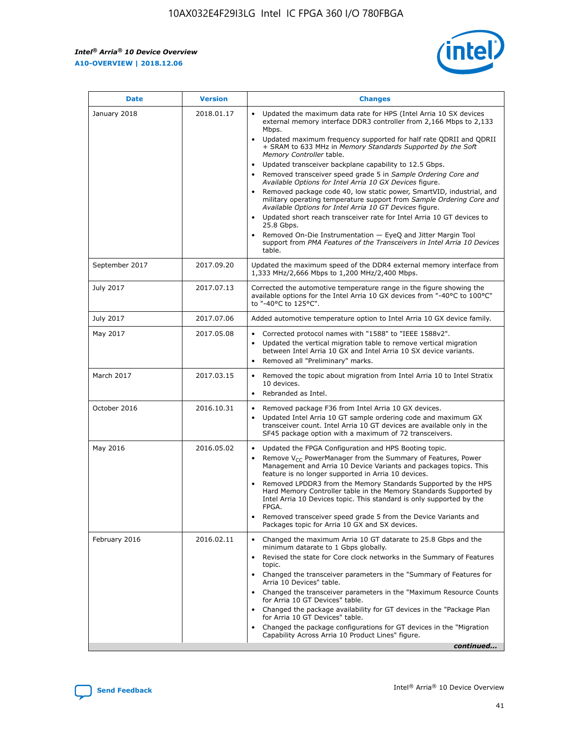| Date | Version | Changes |
| --- | --- | --- |
| January 2018 | 2018.01.17 | • Updated the maximum data rate for HPS (Intel Arria 10 SX devices external memory interface DDR3 controller from 2,166 Mbps to 2,133 Mbps.<br>• Updated maximum frequency supported for half rate QDRII and QDRII + SRAM to 633 MHz in *Memory Standards Supported by the Soft Memory Controller* table.<br>• Updated transceiver backplane capability to 12.5 Gbps.<br>• Removed transceiver speed grade 5 in *Sample Ordering Core and Available Options for Intel Arria 10 GX Devices* figure.<br>• Removed package code 40, low static power, SmartVID, industrial, and military operating temperature support from *Sample Ordering Core and Available Options for Intel Arria 10 GT Devices* figure.<br>• Updated short reach transceiver rate for Intel Arria 10 GT devices to 25.8 Gbps.<br>• Removed On-Die Instrumentation — EyeQ and Jitter Margin Tool support from *PMA Features of the Transceivers in Intel Arria 10 Devices* table. |
| September 2017 | 2017.09.20 | Updated the maximum speed of the DDR4 external memory interface from 1,333 MHz/2,666 Mbps to 1,200 MHz/2,400 Mbps. |
| July 2017 | 2017.07.13 | Corrected the automotive temperature range in the figure showing the available options for the Intel Arria 10 GX devices from "-40°C to 100°C" to "-40°C to 125°C". |
| July 2017 | 2017.07.06 | Added automotive temperature option to Intel Arria 10 GX device family. |
| May 2017 | 2017.05.08 | • Corrected protocol names with "1588" to "IEEE 1588v2".<br>• Updated the vertical migration table to remove vertical migration between Intel Arria 10 GX and Intel Arria 10 SX device variants.<br>• Removed all "Preliminary" marks. |
| March 2017 | 2017.03.15 | • Removed the topic about migration from Intel Arria 10 to Intel Stratix 10 devices.<br>• Rebranded as Intel. |
| October 2016 | 2016.10.31 | • Removed package F36 from Intel Arria 10 GX devices.<br>• Updated Intel Arria 10 GT sample ordering code and maximum GX transceiver count. Intel Arria 10 GT devices are available only in the SF45 package option with a maximum of 72 transceivers. |
| May 2016 | 2016.05.02 | • Updated the FPGA Configuration and HPS Booting topic.<br>• Remove $V_{CC}$ PowerManager from the Summary of Features, Power Management and Arria 10 Device Variants and packages topics. This feature is no longer supported in Arria 10 devices.<br>• Removed LPDDR3 from the Memory Standards Supported by the HPS Hard Memory Controller table in the Memory Standards Supported by Intel Arria 10 Devices topic. This standard is only supported by the FPGA.<br>• Removed transceiver speed grade 5 from the Device Variants and Packages topic for Arria 10 GX and SX devices. |
| February 2016 | 2016.02.11 | • Changed the maximum Arria 10 GT datarate to 25.8 Gbps and the minimum datarate to 1 Gbps globally.<br>• Revised the state for Core clock networks in the Summary of Features topic.<br>• Changed the transceiver parameters in the "Summary of Features for Arria 10 Devices" table.<br>• Changed the transceiver parameters in the "Maximum Resource Counts for Arria 10 GT Devices" table.<br>• Changed the package availability for GT devices in the "Package Plan for Arria 10 GT Devices" table.<br>• Changed the package configurations for GT devices in the "Migration Capability Across Arria 10 Product Lines" figure. |

*continued...*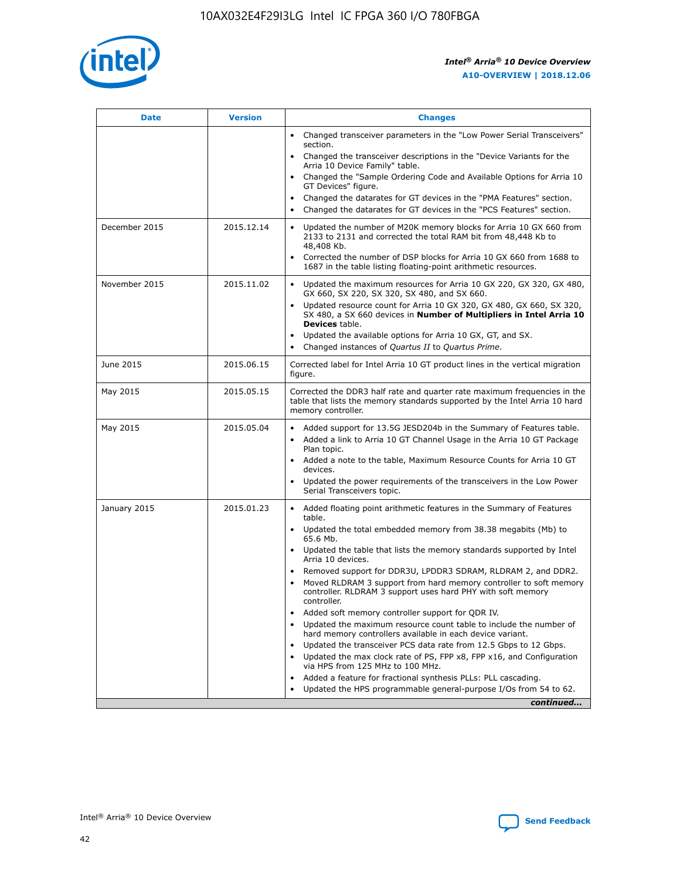| Date | Version | Changes |
| --- | --- | --- |
| | | • Changed transceiver parameters in the "Low Power Serial Transceivers" section.<br>• Changed the transceiver descriptions in the "Device Variants for the Arria 10 Device Family" table.<br>• Changed the "Sample Ordering Code and Available Options for Arria 10 GT Devices" figure.<br>• Changed the datarates for GT devices in the "PMA Features" section.<br>• Changed the datarates for GT devices in the "PCS Features" section. |
| December 2015 | 2015.12.14 | • Updated the number of M20K memory blocks for Arria 10 GX 660 from 2133 to 2131 and corrected the total RAM bit from 48,448 Kb to 48,408 Kb.<br>• Corrected the number of DSP blocks for Arria 10 GX 660 from 1688 to 1687 in the table listing floating-point arithmetic resources. |
| November 2015 | 2015.11.02 | • Updated the maximum resources for Arria 10 GX 220, GX 320, GX 480, GX 660, SX 220, SX 320, SX 480, and SX 660.<br>• Updated resource count for Arria 10 GX 320, GX 480, GX 660, SX 320, SX 480, a SX 660 devices in **Number of Multipliers in Intel Arria 10 Devices** table.<br>• Updated the available options for Arria 10 GX, GT, and SX.<br>• Changed instances of *Quartus II* to *Quartus Prime*. |
| June 2015 | 2015.06.15 | Corrected label for Intel Arria 10 GT product lines in the vertical migration figure. |
| May 2015 | 2015.05.15 | Corrected the DDR3 half rate and quarter rate maximum frequencies in the table that lists the memory standards supported by the Intel Arria 10 hard memory controller. |
| May 2015 | 2015.05.04 | • Added support for 13.5G JESD204b in the Summary of Features table.<br>• Added a link to Arria 10 GT Channel Usage in the Arria 10 GT Package Plan topic.<br>• Added a note to the table, Maximum Resource Counts for Arria 10 GT devices.<br>• Updated the power requirements of the transceivers in the Low Power Serial Transceivers topic. |
| January 2015 | 2015.01.23 | • Added floating point arithmetic features in the Summary of Features table.<br>• Updated the total embedded memory from 38.38 megabits (Mb) to 65.6 Mb.<br>• Updated the table that lists the memory standards supported by Intel Arria 10 devices.<br>• Removed support for DDR3U, LPDDR3 SDRAM, RLDRAM 2, and DDR2.<br>• Moved RLDRAM 3 support from hard memory controller to soft memory controller. RLDRAM 3 support uses hard PHY with soft memory controller.<br>• Added soft memory controller support for QDR IV.<br>• Updated the maximum resource count table to include the number of hard memory controllers available in each device variant.<br>• Updated the transceiver PCS data rate from 12.5 Gbps to 12 Gbps.<br>• Updated the max clock rate of PS, FPP x8, FPP x16, and Configuration via HPS from 125 MHz to 100 MHz.<br>• Added a feature for fractional synthesis PLLs: PLL cascading.<br>• Updated the HPS programmable general-purpose I/Os from 54 to 62. |

*continued...*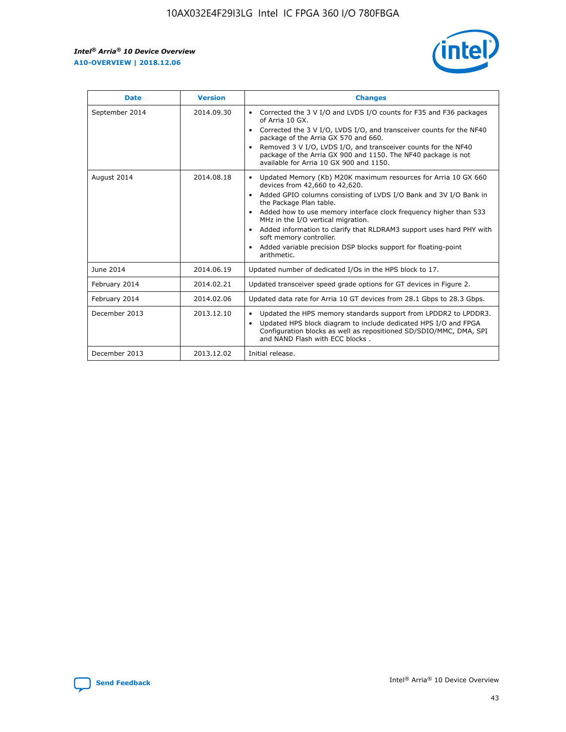| Date | Version | Changes |
| --- | --- | --- |
| September 2014 | 2014.09.30 | • Corrected the 3 V I/O and LVDS I/O counts for F35 and F36 packages of Arria 10 GX.<br>• Corrected the 3 V I/O, LVDS I/O, and transceiver counts for the NF40 package of the Arria GX 570 and 660.<br>• Removed 3 V I/O, LVDS I/O, and transceiver counts for the NF40 package of the Arria GX 900 and 1150. The NF40 package is not available for Arria 10 GX 900 and 1150. |
| August 2014 | 2014.08.18 | • Updated Memory (Kb) M20K maximum resources for Arria 10 GX 660 devices from 42,660 to 42,620.<br>• Added GPIO columns consisting of LVDS I/O Bank and 3V I/O Bank in the Package Plan table.<br>• Added how to use memory interface clock frequency higher than 533 MHz in the I/O vertical migration.<br>• Added information to clarify that RLDRAM3 support uses hard PHY with soft memory controller.<br>• Added variable precision DSP blocks support for floating-point arithmetic. |
| June 2014 | 2014.06.19 | Updated number of dedicated I/Os in the HPS block to 17. |
| February 2014 | 2014.02.21 | Updated transceiver speed grade options for GT devices in Figure 2. |
| February 2014 | 2014.02.06 | Updated data rate for Arria 10 GT devices from 28.1 Gbps to 28.3 Gbps. |
| December 2013 | 2013.12.10 | • Updated the HPS memory standards support from LPDDR2 to LPDDR3.<br>• Updated HPS block diagram to include dedicated HPS I/O and FPGA Configuration blocks as well as repositioned SD/SDIO/MMC, DMA, SPI and NAND Flash with ECC blocks . |
| December 2013 | 2013.12.02 | Initial release. |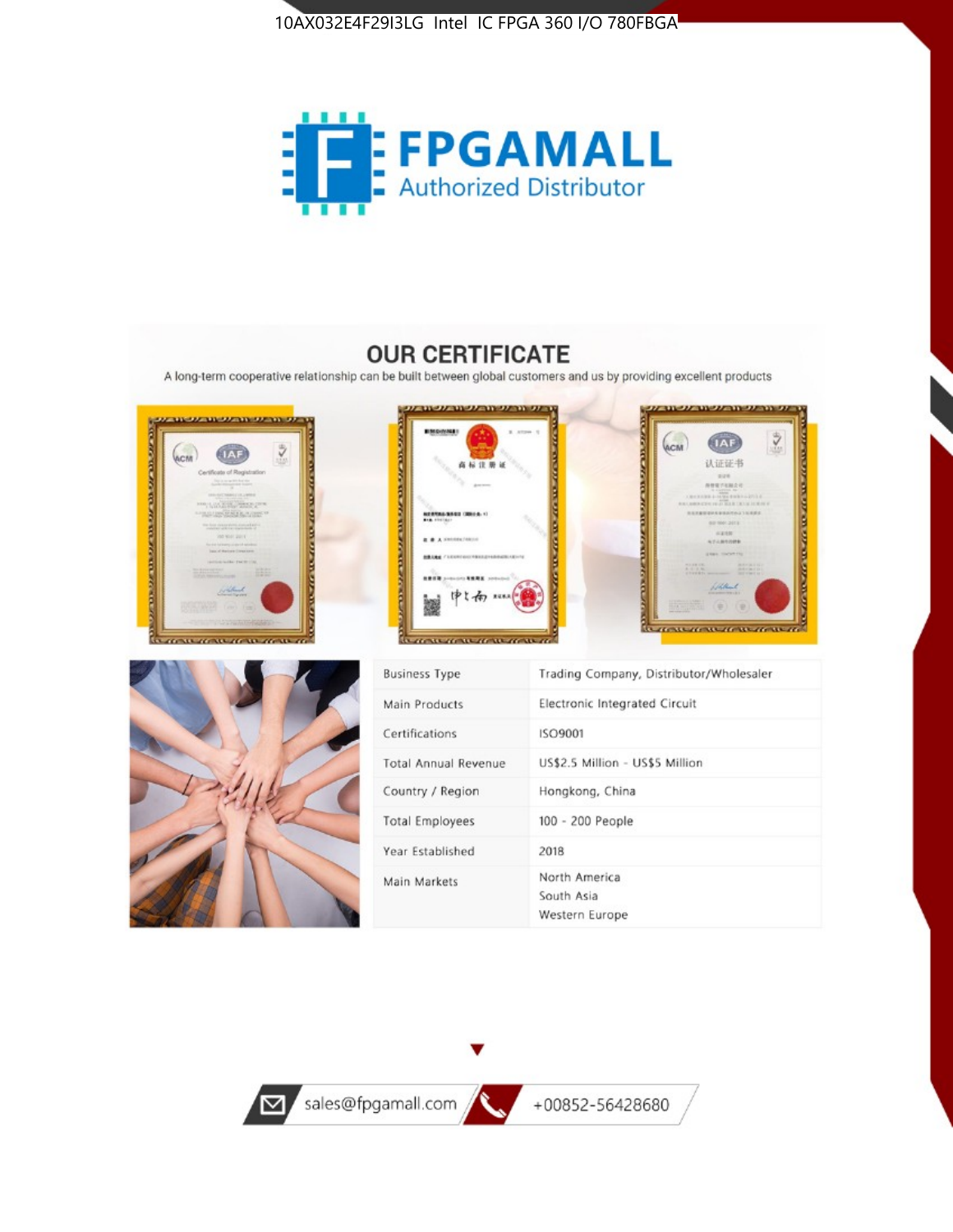FPGAMALL
Authorized Distributor

# OUR CERTIFICATE

A long-term cooperative relationship can be built between global customers and us by providing excellent products

| | |
|---|---|
| Business Type | Trading Company, Distributor/Wholesaler |
| Main Products | Electronic Integrated Circuit |
| Certifications | ISO9001 |
| Total Annual Revenue | US$2.5 Million - US$5 Million |
| Country / Region | Hongkong, China |
| Total Employees | 100 - 200 People |
| Year Established | 2018 |
| Main Markets | North America<br>South Asia<br>Western Europe |

sales@fpgamall.com

+00852-56428680